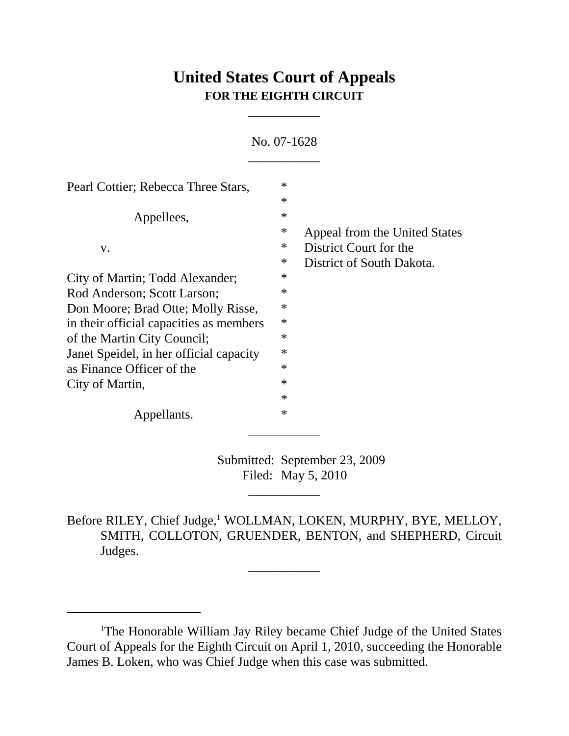# United States Court of Appeals
**FOR THE EIGHTH CIRCUIT**

---

No. 07-1628

---

| | | |
|---|---|---|
| Pearl Cottier; Rebecca Three Stars, | * | |
| | * | |
| Appellees, | * | |
| | * | Appeal from the United States |
| v. | * | District Court for the |
| | * | District of South Dakota. |
| City of Martin; Todd Alexander; | * | |
| Rod Anderson; Scott Larson; | * | |
| Don Moore; Brad Otte; Molly Risse, | * | |
| in their official capacities as members | * | |
| of the Martin City Council; | * | |
| Janet Speidel, in her official capacity | * | |
| as Finance Officer of the | * | |
| City of Martin, | * | |
| | * | |
| Appellants. | * | |

---

Submitted: September 23, 2009
Filed: May 5, 2010

---

Before RILEY, Chief Judge,[1] WOLLMAN, LOKEN, MURPHY, BYE, MELLOY, SMITH, COLLOTON, GRUENDER, BENTON, and SHEPHERD, Circuit Judges.

---

[1]The Honorable William Jay Riley became Chief Judge of the United States Court of Appeals for the Eighth Circuit on April 1, 2010, succeeding the Honorable James B. Loken, who was Chief Judge when this case was submitted.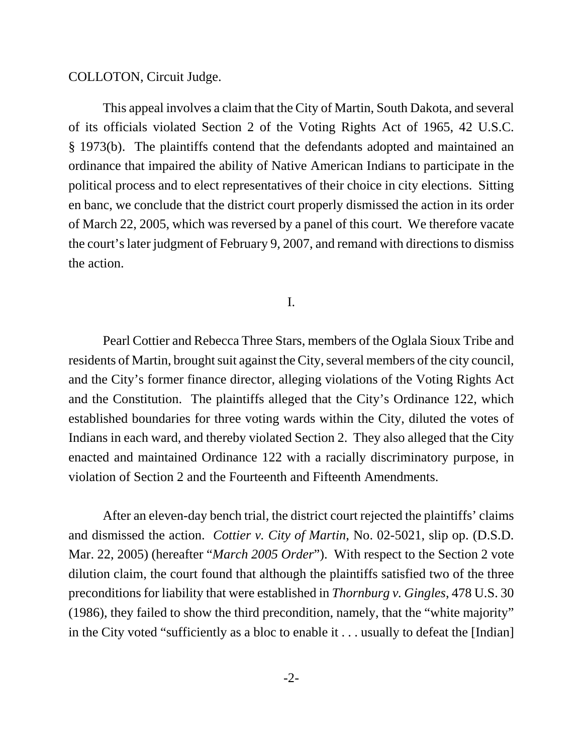COLLOTON, Circuit Judge.

This appeal involves a claim that the City of Martin, South Dakota, and several of its officials violated Section 2 of the Voting Rights Act of 1965, 42 U.S.C. § 1973(b). The plaintiffs contend that the defendants adopted and maintained an ordinance that impaired the ability of Native American Indians to participate in the political process and to elect representatives of their choice in city elections. Sitting en banc, we conclude that the district court properly dismissed the action in its order of March 22, 2005, which was reversed by a panel of this court. We therefore vacate the court's later judgment of February 9, 2007, and remand with directions to dismiss the action.

I.

Pearl Cottier and Rebecca Three Stars, members of the Oglala Sioux Tribe and residents of Martin, brought suit against the City, several members of the city council, and the City's former finance director, alleging violations of the Voting Rights Act and the Constitution. The plaintiffs alleged that the City's Ordinance 122, which established boundaries for three voting wards within the City, diluted the votes of Indians in each ward, and thereby violated Section 2. They also alleged that the City enacted and maintained Ordinance 122 with a racially discriminatory purpose, in violation of Section 2 and the Fourteenth and Fifteenth Amendments.

After an eleven-day bench trial, the district court rejected the plaintiffs' claims and dismissed the action. *Cottier v. City of Martin*, No. 02-5021, slip op. (D.S.D. Mar. 22, 2005) (hereafter "*March 2005 Order*"). With respect to the Section 2 vote dilution claim, the court found that although the plaintiffs satisfied two of the three preconditions for liability that were established in *Thornburg v. Gingles*, 478 U.S. 30 (1986), they failed to show the third precondition, namely, that the "white majority" in the City voted "sufficiently as a bloc to enable it . . . usually to defeat the [Indian]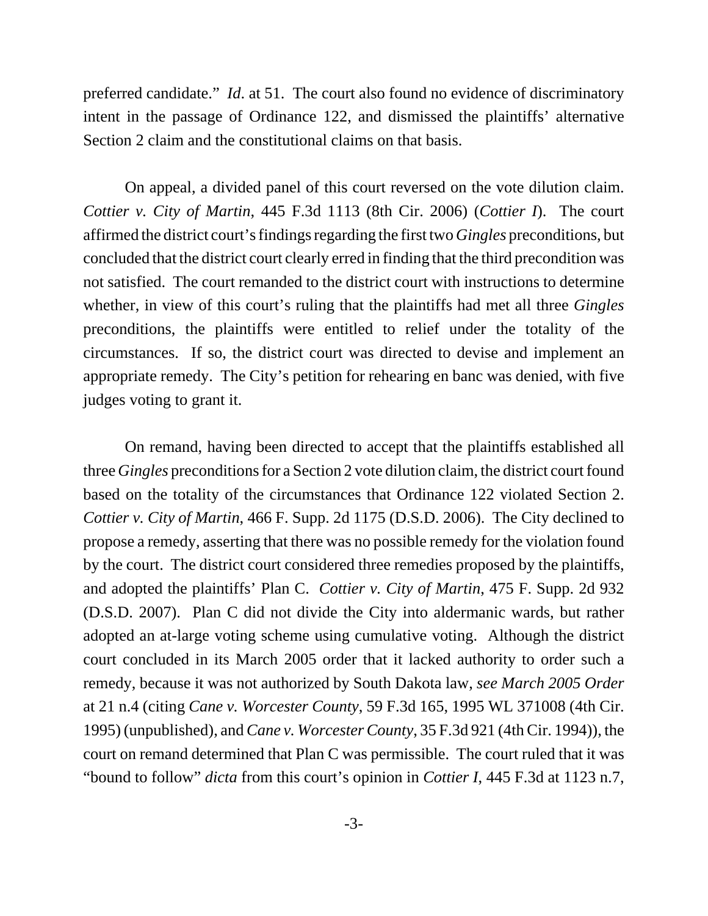preferred candidate." *Id*. at 51. The court also found no evidence of discriminatory intent in the passage of Ordinance 122, and dismissed the plaintiffs' alternative Section 2 claim and the constitutional claims on that basis.

On appeal, a divided panel of this court reversed on the vote dilution claim. *Cottier v. City of Martin*, 445 F.3d 1113 (8th Cir. 2006) (*Cottier I*). The court affirmed the district court's findings regarding the first two *Gingles* preconditions, but concluded that the district court clearly erred in finding that the third precondition was not satisfied. The court remanded to the district court with instructions to determine whether, in view of this court's ruling that the plaintiffs had met all three *Gingles* preconditions, the plaintiffs were entitled to relief under the totality of the circumstances. If so, the district court was directed to devise and implement an appropriate remedy. The City's petition for rehearing en banc was denied, with five judges voting to grant it.

On remand, having been directed to accept that the plaintiffs established all three *Gingles* preconditions for a Section 2 vote dilution claim, the district court found based on the totality of the circumstances that Ordinance 122 violated Section 2. *Cottier v. City of Martin*, 466 F. Supp. 2d 1175 (D.S.D. 2006). The City declined to propose a remedy, asserting that there was no possible remedy for the violation found by the court. The district court considered three remedies proposed by the plaintiffs, and adopted the plaintiffs' Plan C. *Cottier v. City of Martin*, 475 F. Supp. 2d 932 (D.S.D. 2007). Plan C did not divide the City into aldermanic wards, but rather adopted an at-large voting scheme using cumulative voting. Although the district court concluded in its March 2005 order that it lacked authority to order such a remedy, because it was not authorized by South Dakota law, *see March 2005 Order* at 21 n.4 (citing *Cane v. Worcester County*, 59 F.3d 165, 1995 WL 371008 (4th Cir. 1995) (unpublished), and *Cane v. Worcester County*, 35 F.3d 921 (4th Cir. 1994)), the court on remand determined that Plan C was permissible. The court ruled that it was "bound to follow" *dicta* from this court's opinion in *Cottier I*, 445 F.3d at 1123 n.7,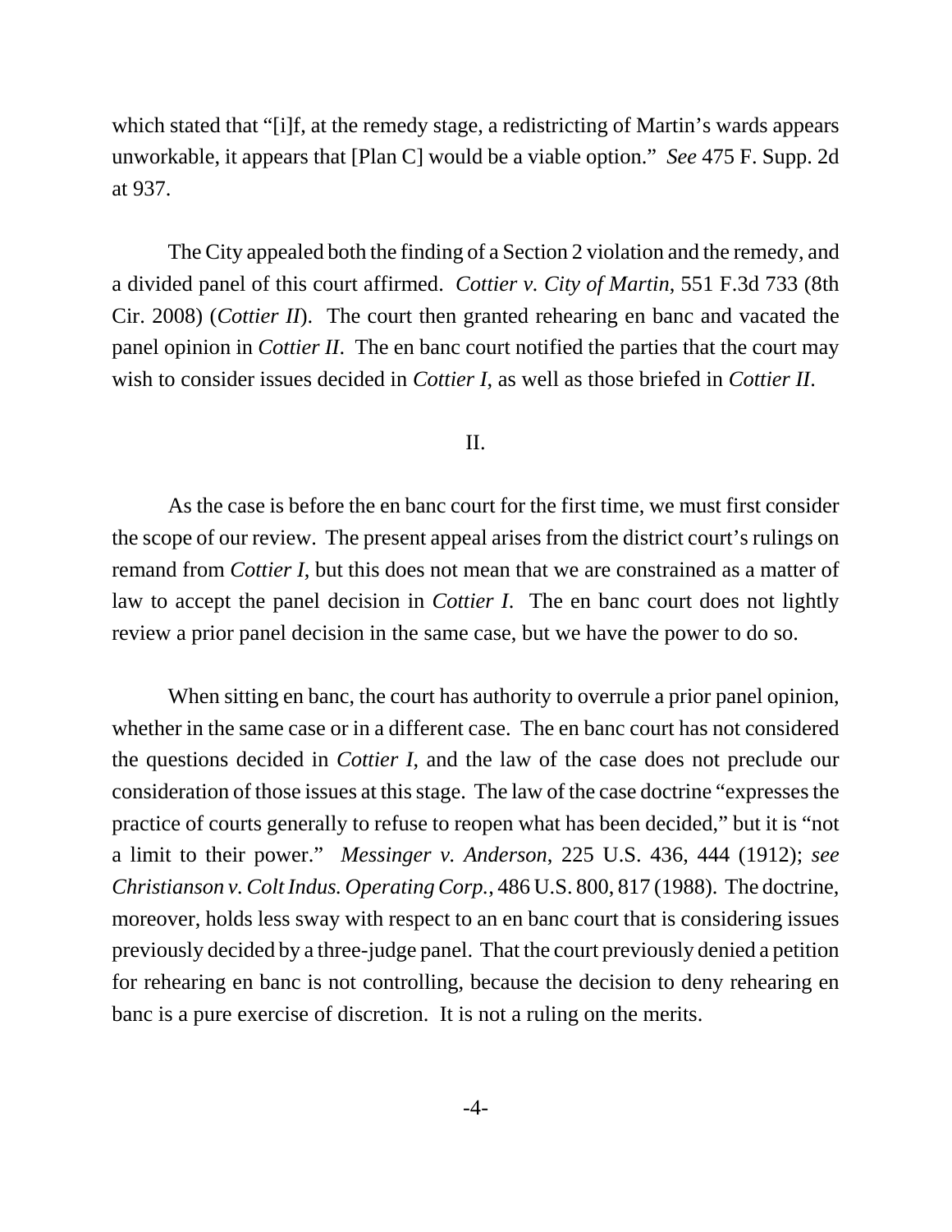which stated that "[i]f, at the remedy stage, a redistricting of Martin's wards appears unworkable, it appears that [Plan C] would be a viable option." *See* 475 F. Supp. 2d at 937.

The City appealed both the finding of a Section 2 violation and the remedy, and a divided panel of this court affirmed. *Cottier v. City of Martin*, 551 F.3d 733 (8th Cir. 2008) (*Cottier II*). The court then granted rehearing en banc and vacated the panel opinion in *Cottier II*. The en banc court notified the parties that the court may wish to consider issues decided in *Cottier I*, as well as those briefed in *Cottier II*.

## II.

As the case is before the en banc court for the first time, we must first consider the scope of our review. The present appeal arises from the district court's rulings on remand from *Cottier I,* but this does not mean that we are constrained as a matter of law to accept the panel decision in *Cottier I*. The en banc court does not lightly review a prior panel decision in the same case, but we have the power to do so.

When sitting en banc, the court has authority to overrule a prior panel opinion, whether in the same case or in a different case. The en banc court has not considered the questions decided in *Cottier I*, and the law of the case does not preclude our consideration of those issues at this stage. The law of the case doctrine "expresses the practice of courts generally to refuse to reopen what has been decided," but it is "not a limit to their power." *Messinger v. Anderson*, 225 U.S. 436, 444 (1912); *see Christianson v. Colt Indus. Operating Corp.*, 486 U.S. 800, 817 (1988). The doctrine, moreover, holds less sway with respect to an en banc court that is considering issues previously decided by a three-judge panel. That the court previously denied a petition for rehearing en banc is not controlling, because the decision to deny rehearing en banc is a pure exercise of discretion. It is not a ruling on the merits.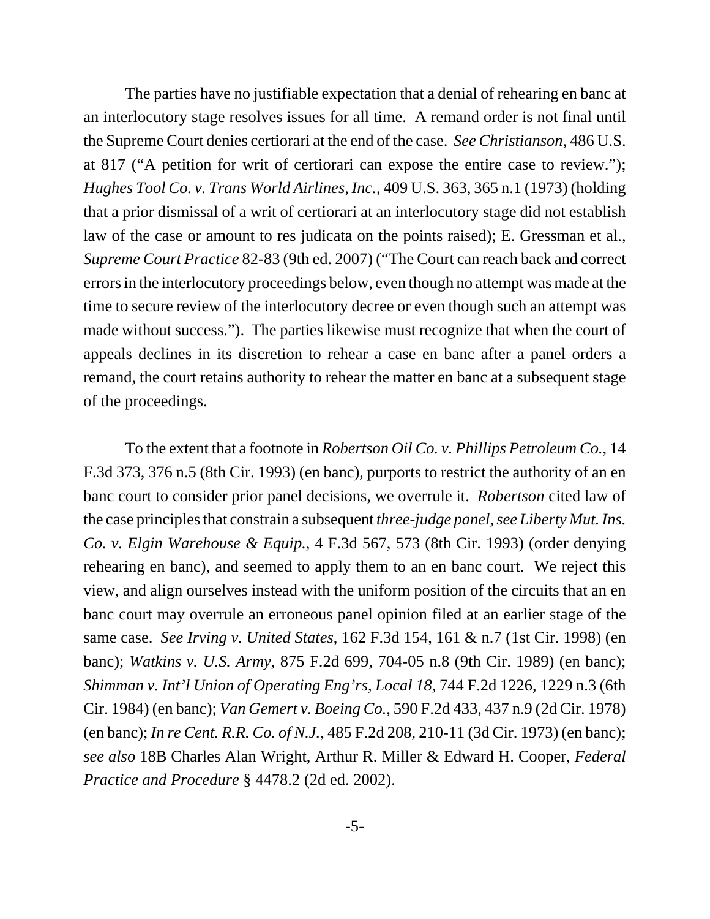The parties have no justifiable expectation that a denial of rehearing en banc at an interlocutory stage resolves issues for all time. A remand order is not final until the Supreme Court denies certiorari at the end of the case. *See Christianson*, 486 U.S. at 817 ("A petition for writ of certiorari can expose the entire case to review."); *Hughes Tool Co. v. Trans World Airlines, Inc.*, 409 U.S. 363, 365 n.1 (1973) (holding that a prior dismissal of a writ of certiorari at an interlocutory stage did not establish law of the case or amount to res judicata on the points raised); E. Gressman et al., *Supreme Court Practice* 82-83 (9th ed. 2007) ("The Court can reach back and correct errors in the interlocutory proceedings below, even though no attempt was made at the time to secure review of the interlocutory decree or even though such an attempt was made without success."). The parties likewise must recognize that when the court of appeals declines in its discretion to rehear a case en banc after a panel orders a remand, the court retains authority to rehear the matter en banc at a subsequent stage of the proceedings.

To the extent that a footnote in *Robertson Oil Co. v. Phillips Petroleum Co.*, 14 F.3d 373, 376 n.5 (8th Cir. 1993) (en banc), purports to restrict the authority of an en banc court to consider prior panel decisions, we overrule it. *Robertson* cited law of the case principles that constrain a subsequent *three-judge panel*, *see Liberty Mut. Ins. Co. v. Elgin Warehouse & Equip.*, 4 F.3d 567, 573 (8th Cir. 1993) (order denying rehearing en banc), and seemed to apply them to an en banc court. We reject this view, and align ourselves instead with the uniform position of the circuits that an en banc court may overrule an erroneous panel opinion filed at an earlier stage of the same case. *See Irving v. United States*, 162 F.3d 154, 161 & n.7 (1st Cir. 1998) (en banc); *Watkins v. U.S. Army*, 875 F.2d 699, 704-05 n.8 (9th Cir. 1989) (en banc); *Shimman v. Int'l Union of Operating Eng'rs, Local 18*, 744 F.2d 1226, 1229 n.3 (6th Cir. 1984) (en banc); *Van Gemert v. Boeing Co.*, 590 F.2d 433, 437 n.9 (2d Cir. 1978) (en banc); *In re Cent. R.R. Co. of N.J.*, 485 F.2d 208, 210-11 (3d Cir. 1973) (en banc); *see also* 18B Charles Alan Wright, Arthur R. Miller & Edward H. Cooper, *Federal Practice and Procedure* § 4478.2 (2d ed. 2002).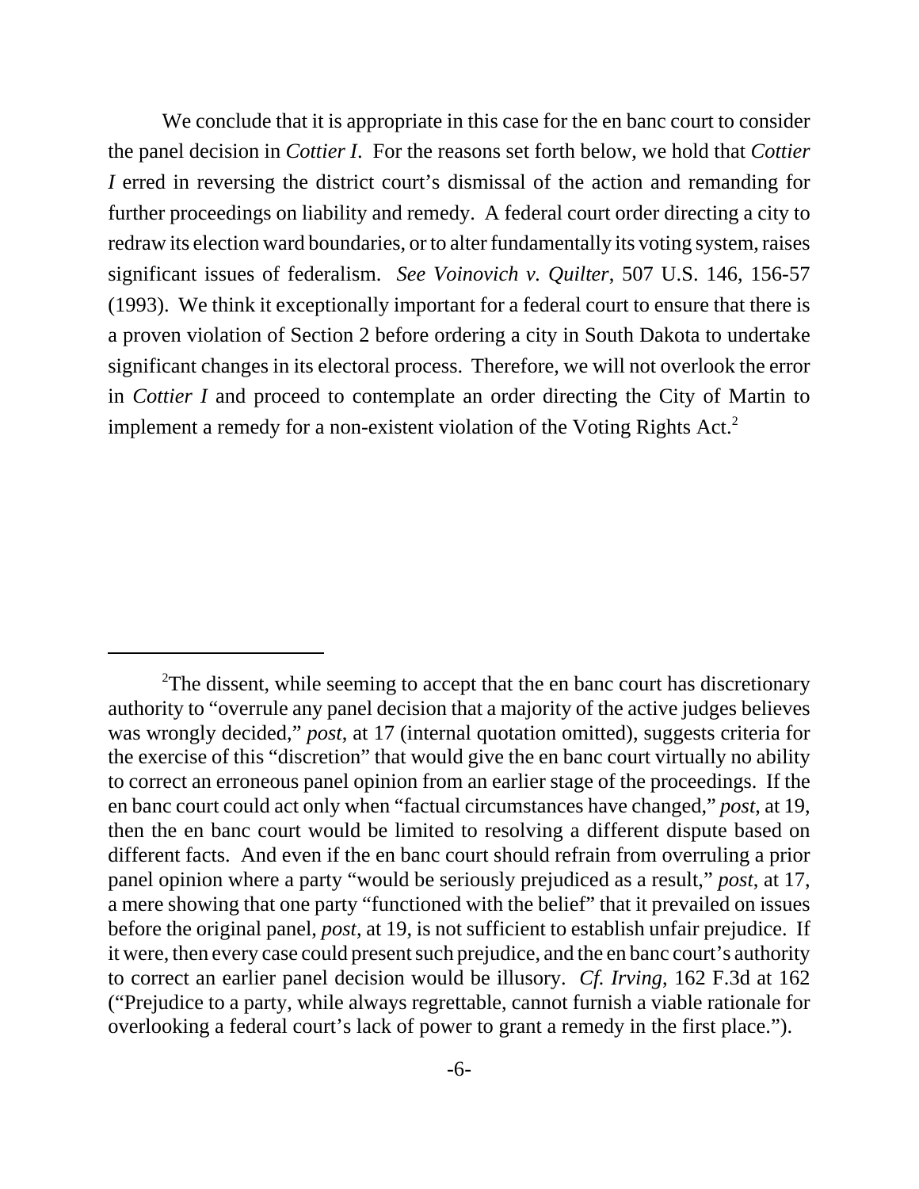We conclude that it is appropriate in this case for the en banc court to consider the panel decision in *Cottier I*. For the reasons set forth below, we hold that *Cottier I* erred in reversing the district court's dismissal of the action and remanding for further proceedings on liability and remedy. A federal court order directing a city to redraw its election ward boundaries, or to alter fundamentally its voting system, raises significant issues of federalism. *See Voinovich v. Quilter*, 507 U.S. 146, 156-57 (1993). We think it exceptionally important for a federal court to ensure that there is a proven violation of Section 2 before ordering a city in South Dakota to undertake significant changes in its electoral process. Therefore, we will not overlook the error in *Cottier I* and proceed to contemplate an order directing the City of Martin to implement a remedy for a non-existent violation of the Voting Rights Act.[2]

---

[2]The dissent, while seeming to accept that the en banc court has discretionary authority to "overrule any panel decision that a majority of the active judges believes was wrongly decided," *post*, at 17 (internal quotation omitted), suggests criteria for the exercise of this "discretion" that would give the en banc court virtually no ability to correct an erroneous panel opinion from an earlier stage of the proceedings. If the en banc court could act only when "factual circumstances have changed," *post*, at 19, then the en banc court would be limited to resolving a different dispute based on different facts. And even if the en banc court should refrain from overruling a prior panel opinion where a party "would be seriously prejudiced as a result," *post*, at 17, a mere showing that one party "functioned with the belief" that it prevailed on issues before the original panel, *post*, at 19, is not sufficient to establish unfair prejudice. If it were, then every case could present such prejudice, and the en banc court's authority to correct an earlier panel decision would be illusory. *Cf. Irving*, 162 F.3d at 162 ("Prejudice to a party, while always regrettable, cannot furnish a viable rationale for overlooking a federal court's lack of power to grant a remedy in the first place.").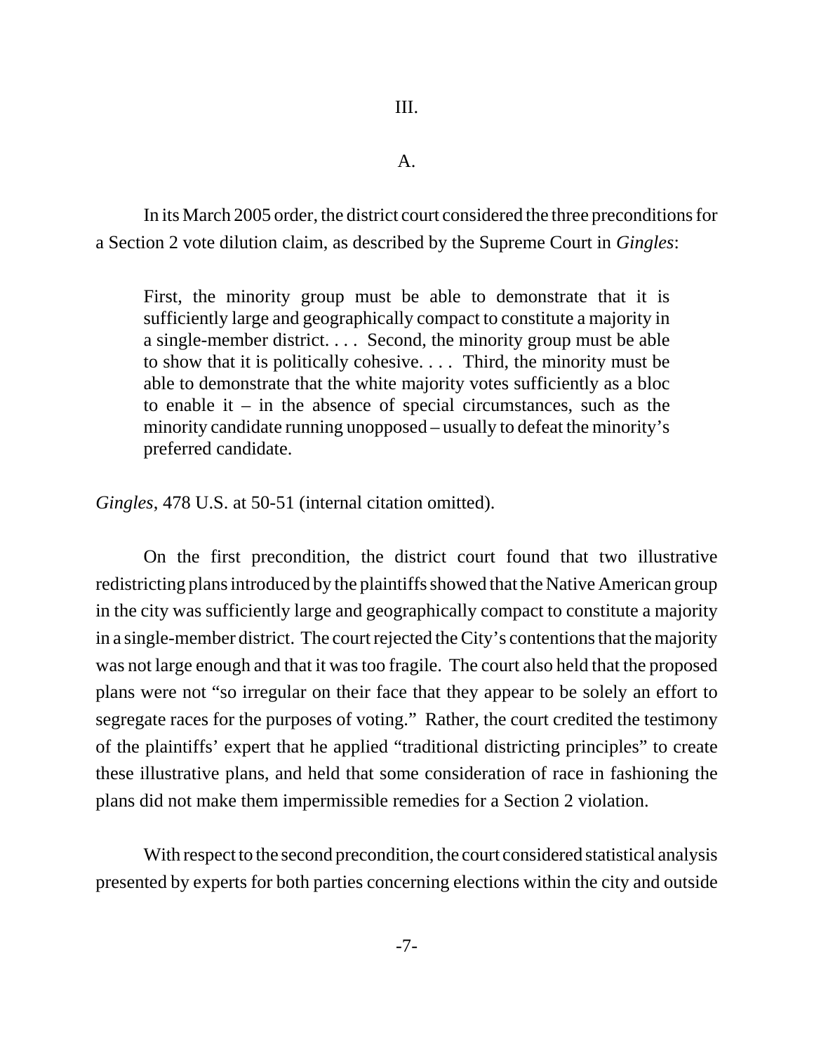## III.

### A.

In its March 2005 order, the district court considered the three preconditions for a Section 2 vote dilution claim, as described by the Supreme Court in *Gingles*:

> First, the minority group must be able to demonstrate that it is sufficiently large and geographically compact to constitute a majority in a single-member district. . . . Second, the minority group must be able to show that it is politically cohesive. . . . Third, the minority must be able to demonstrate that the white majority votes sufficiently as a bloc to enable it – in the absence of special circumstances, such as the minority candidate running unopposed – usually to defeat the minority's preferred candidate.

*Gingles*, 478 U.S. at 50-51 (internal citation omitted).

On the first precondition, the district court found that two illustrative redistricting plans introduced by the plaintiffs showed that the Native American group in the city was sufficiently large and geographically compact to constitute a majority in a single-member district. The court rejected the City's contentions that the majority was not large enough and that it was too fragile. The court also held that the proposed plans were not "so irregular on their face that they appear to be solely an effort to segregate races for the purposes of voting." Rather, the court credited the testimony of the plaintiffs' expert that he applied "traditional districting principles" to create these illustrative plans, and held that some consideration of race in fashioning the plans did not make them impermissible remedies for a Section 2 violation.

With respect to the second precondition, the court considered statistical analysis presented by experts for both parties concerning elections within the city and outside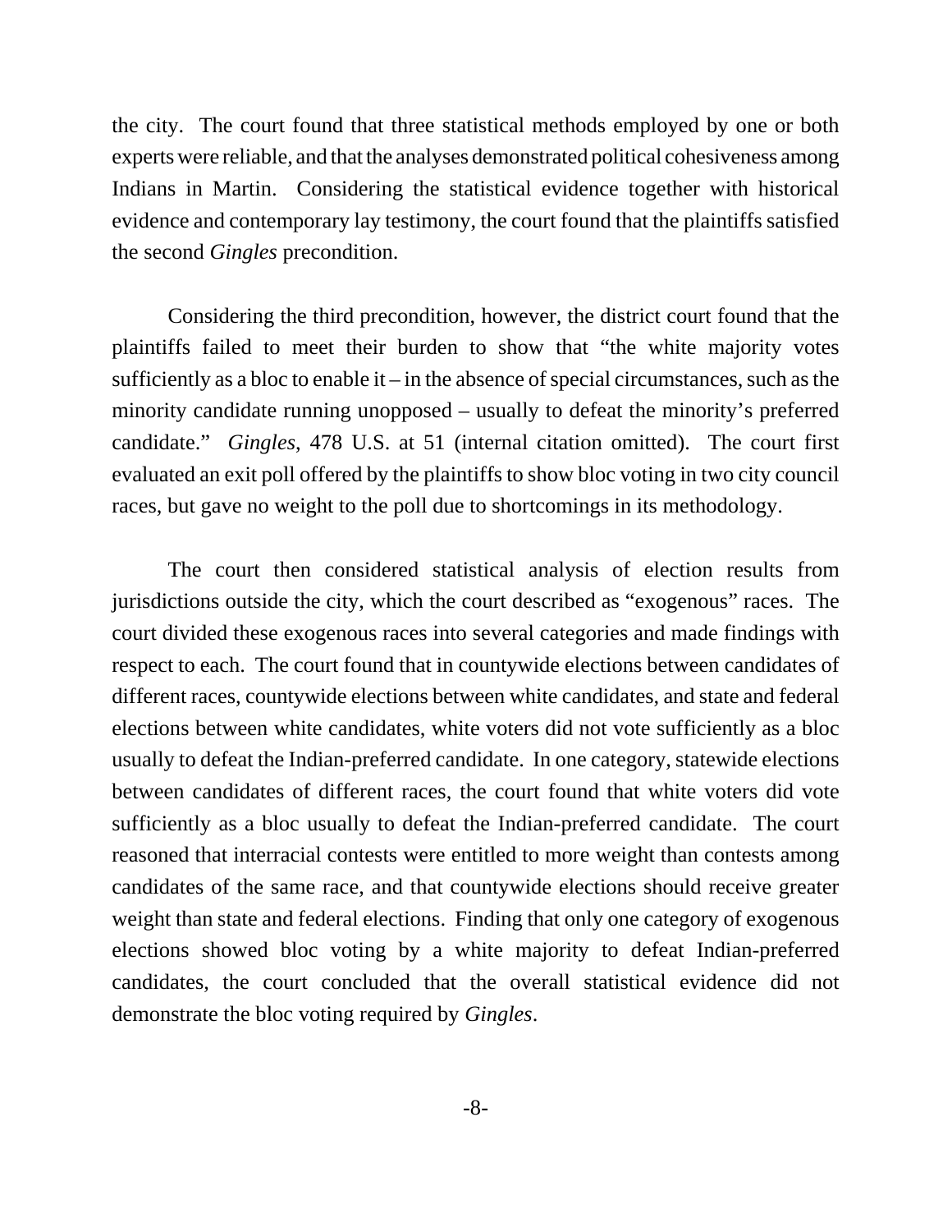the city. The court found that three statistical methods employed by one or both experts were reliable, and that the analyses demonstrated political cohesiveness among Indians in Martin. Considering the statistical evidence together with historical evidence and contemporary lay testimony, the court found that the plaintiffs satisfied the second *Gingles* precondition.

Considering the third precondition, however, the district court found that the plaintiffs failed to meet their burden to show that "the white majority votes sufficiently as a bloc to enable it – in the absence of special circumstances, such as the minority candidate running unopposed – usually to defeat the minority's preferred candidate." *Gingles*, 478 U.S. at 51 (internal citation omitted). The court first evaluated an exit poll offered by the plaintiffs to show bloc voting in two city council races, but gave no weight to the poll due to shortcomings in its methodology.

The court then considered statistical analysis of election results from jurisdictions outside the city, which the court described as "exogenous" races. The court divided these exogenous races into several categories and made findings with respect to each. The court found that in countywide elections between candidates of different races, countywide elections between white candidates, and state and federal elections between white candidates, white voters did not vote sufficiently as a bloc usually to defeat the Indian-preferred candidate. In one category, statewide elections between candidates of different races, the court found that white voters did vote sufficiently as a bloc usually to defeat the Indian-preferred candidate. The court reasoned that interracial contests were entitled to more weight than contests among candidates of the same race, and that countywide elections should receive greater weight than state and federal elections. Finding that only one category of exogenous elections showed bloc voting by a white majority to defeat Indian-preferred candidates, the court concluded that the overall statistical evidence did not demonstrate the bloc voting required by *Gingles*.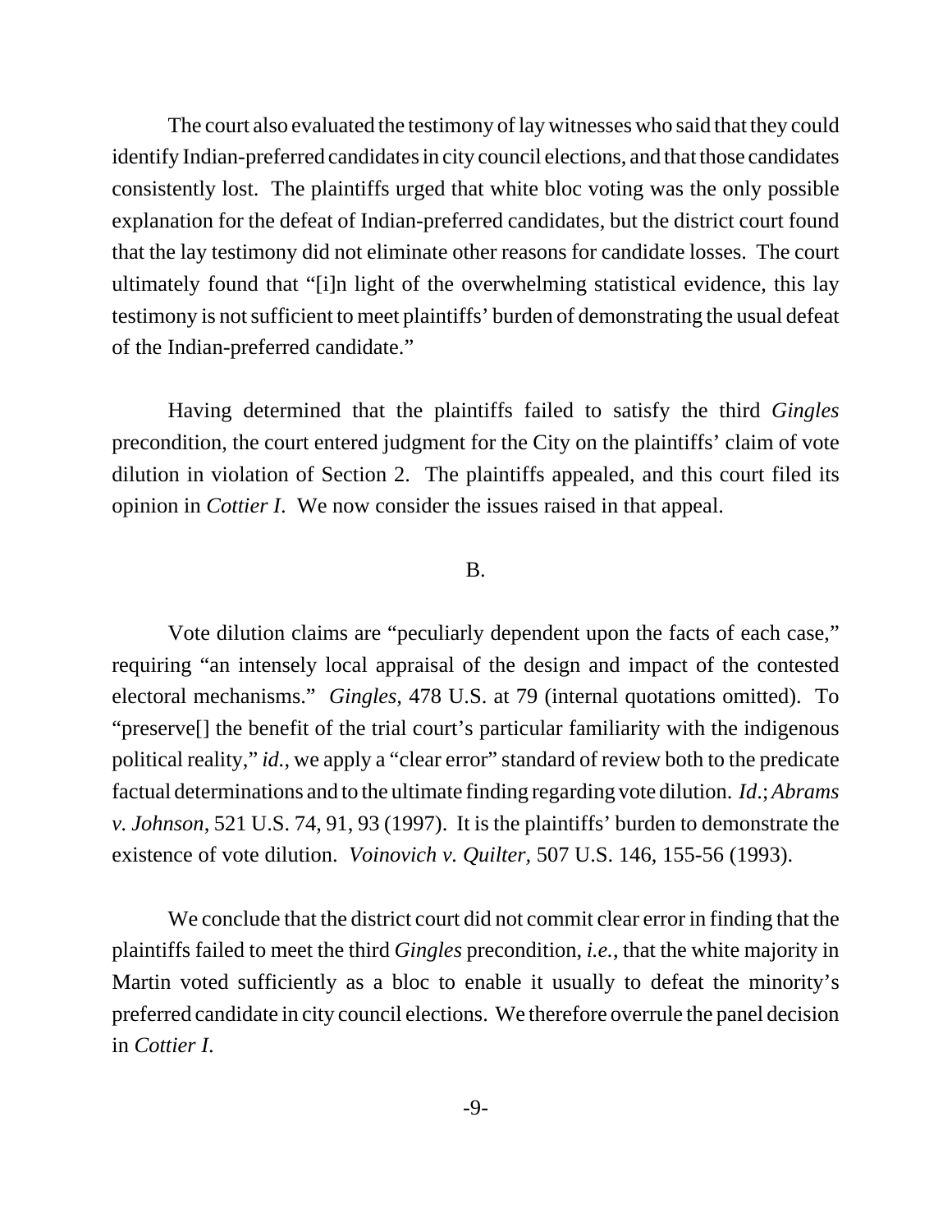The court also evaluated the testimony of lay witnesses who said that they could identify Indian-preferred candidates in city council elections, and that those candidates consistently lost. The plaintiffs urged that white bloc voting was the only possible explanation for the defeat of Indian-preferred candidates, but the district court found that the lay testimony did not eliminate other reasons for candidate losses. The court ultimately found that "[i]n light of the overwhelming statistical evidence, this lay testimony is not sufficient to meet plaintiffs' burden of demonstrating the usual defeat of the Indian-preferred candidate."

Having determined that the plaintiffs failed to satisfy the third *Gingles* precondition, the court entered judgment for the City on the plaintiffs' claim of vote dilution in violation of Section 2. The plaintiffs appealed, and this court filed its opinion in *Cottier I*. We now consider the issues raised in that appeal.

B.

Vote dilution claims are "peculiarly dependent upon the facts of each case," requiring "an intensely local appraisal of the design and impact of the contested electoral mechanisms." *Gingles*, 478 U.S. at 79 (internal quotations omitted). To "preserve[] the benefit of the trial court's particular familiarity with the indigenous political reality," *id.*, we apply a "clear error" standard of review both to the predicate factual determinations and to the ultimate finding regarding vote dilution. *Id*.; *Abrams v. Johnson*, 521 U.S. 74, 91, 93 (1997). It is the plaintiffs' burden to demonstrate the existence of vote dilution. *Voinovich v. Quilter*, 507 U.S. 146, 155-56 (1993).

We conclude that the district court did not commit clear error in finding that the plaintiffs failed to meet the third *Gingles* precondition, *i.e.*, that the white majority in Martin voted sufficiently as a bloc to enable it usually to defeat the minority's preferred candidate in city council elections. We therefore overrule the panel decision in *Cottier I*.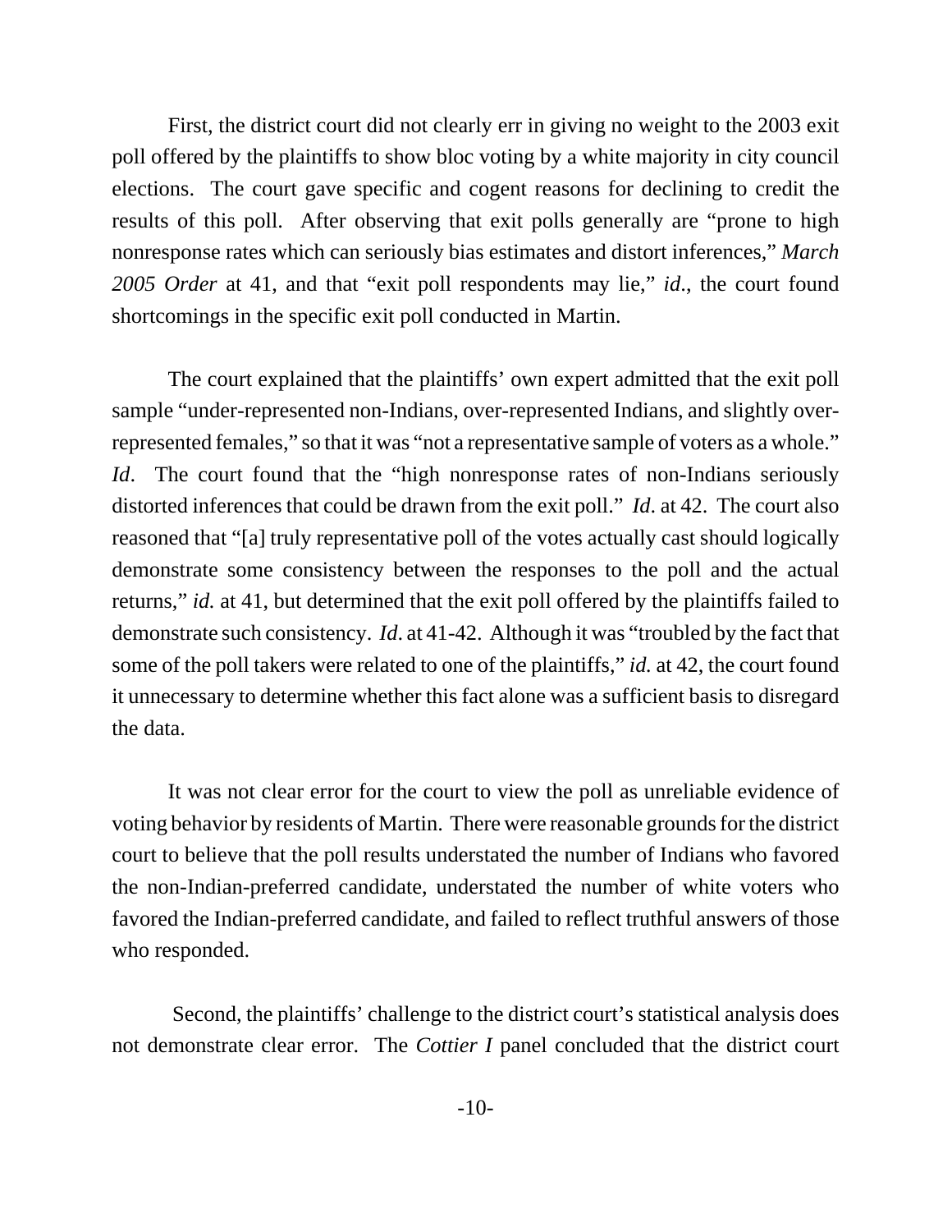First, the district court did not clearly err in giving no weight to the 2003 exit poll offered by the plaintiffs to show bloc voting by a white majority in city council elections. The court gave specific and cogent reasons for declining to credit the results of this poll. After observing that exit polls generally are "prone to high nonresponse rates which can seriously bias estimates and distort inferences," *March 2005 Order* at 41, and that "exit poll respondents may lie," *id.*, the court found shortcomings in the specific exit poll conducted in Martin.

The court explained that the plaintiffs' own expert admitted that the exit poll sample "under-represented non-Indians, over-represented Indians, and slightly over-represented females," so that it was "not a representative sample of voters as a whole." *Id*. The court found that the "high nonresponse rates of non-Indians seriously distorted inferences that could be drawn from the exit poll." *Id*. at 42. The court also reasoned that "[a] truly representative poll of the votes actually cast should logically demonstrate some consistency between the responses to the poll and the actual returns," *id.* at 41, but determined that the exit poll offered by the plaintiffs failed to demonstrate such consistency. *Id*. at 41-42. Although it was "troubled by the fact that some of the poll takers were related to one of the plaintiffs," *id.* at 42, the court found it unnecessary to determine whether this fact alone was a sufficient basis to disregard the data.

It was not clear error for the court to view the poll as unreliable evidence of voting behavior by residents of Martin. There were reasonable grounds for the district court to believe that the poll results understated the number of Indians who favored the non-Indian-preferred candidate, understated the number of white voters who favored the Indian-preferred candidate, and failed to reflect truthful answers of those who responded.

Second, the plaintiffs' challenge to the district court's statistical analysis does not demonstrate clear error. The *Cottier I* panel concluded that the district court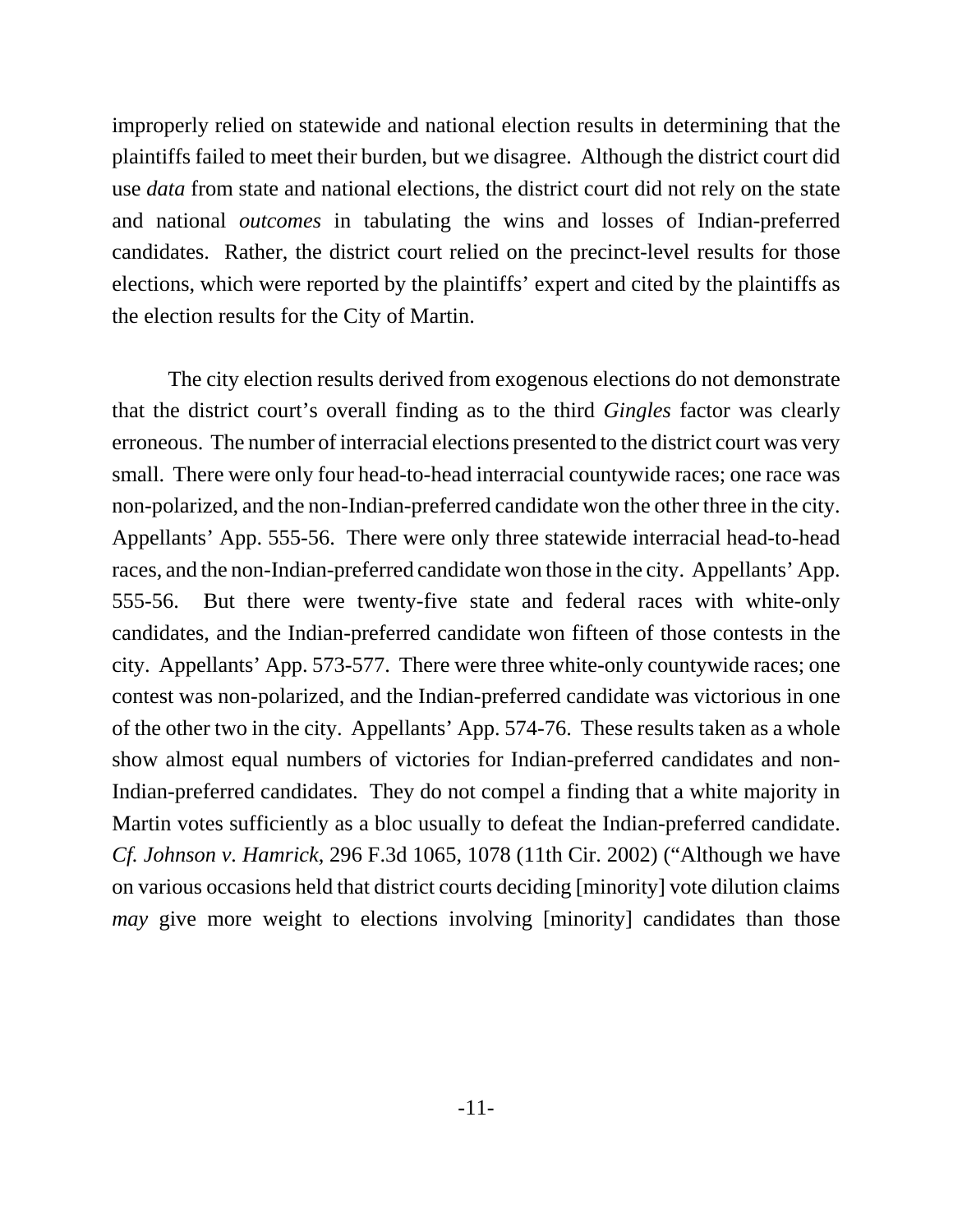improperly relied on statewide and national election results in determining that the plaintiffs failed to meet their burden, but we disagree. Although the district court did use *data* from state and national elections, the district court did not rely on the state and national *outcomes* in tabulating the wins and losses of Indian-preferred candidates. Rather, the district court relied on the precinct-level results for those elections, which were reported by the plaintiffs' expert and cited by the plaintiffs as the election results for the City of Martin.

The city election results derived from exogenous elections do not demonstrate that the district court's overall finding as to the third *Gingles* factor was clearly erroneous. The number of interracial elections presented to the district court was very small. There were only four head-to-head interracial countywide races; one race was non-polarized, and the non-Indian-preferred candidate won the other three in the city. Appellants' App. 555-56. There were only three statewide interracial head-to-head races, and the non-Indian-preferred candidate won those in the city. Appellants' App. 555-56. But there were twenty-five state and federal races with white-only candidates, and the Indian-preferred candidate won fifteen of those contests in the city. Appellants' App. 573-577. There were three white-only countywide races; one contest was non-polarized, and the Indian-preferred candidate was victorious in one of the other two in the city. Appellants' App. 574-76. These results taken as a whole show almost equal numbers of victories for Indian-preferred candidates and non-Indian-preferred candidates. They do not compel a finding that a white majority in Martin votes sufficiently as a bloc usually to defeat the Indian-preferred candidate. *Cf. Johnson v. Hamrick*, 296 F.3d 1065, 1078 (11th Cir. 2002) ("Although we have on various occasions held that district courts deciding [minority] vote dilution claims *may* give more weight to elections involving [minority] candidates than those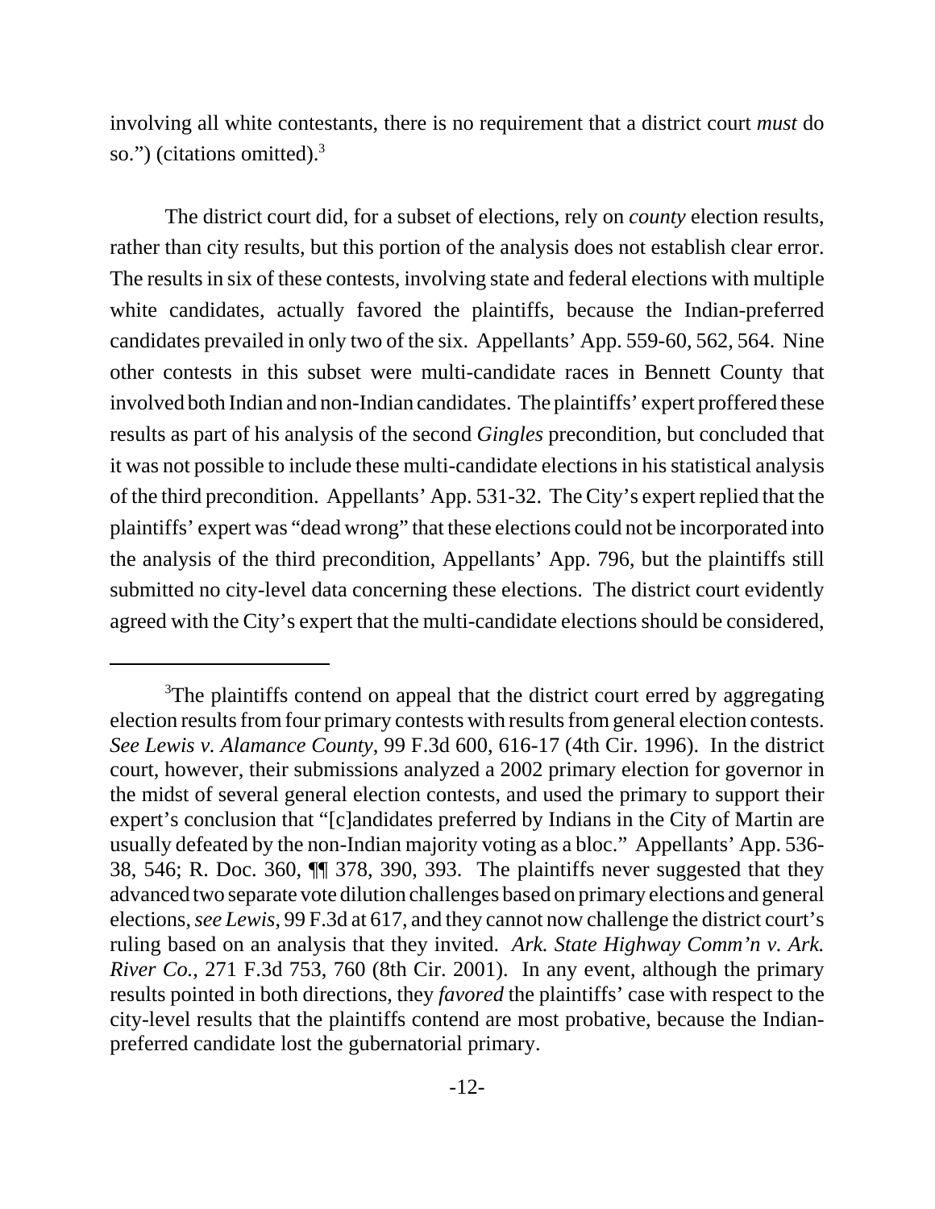involving all white contestants, there is no requirement that a district court *must* do so.") (citations omitted).[3]

The district court did, for a subset of elections, rely on *county* election results, rather than city results, but this portion of the analysis does not establish clear error. The results in six of these contests, involving state and federal elections with multiple white candidates, actually favored the plaintiffs, because the Indian-preferred candidates prevailed in only two of the six. Appellants' App. 559-60, 562, 564. Nine other contests in this subset were multi-candidate races in Bennett County that involved both Indian and non-Indian candidates. The plaintiffs' expert proffered these results as part of his analysis of the second *Gingles* precondition, but concluded that it was not possible to include these multi-candidate elections in his statistical analysis of the third precondition. Appellants' App. 531-32. The City's expert replied that the plaintiffs' expert was "dead wrong" that these elections could not be incorporated into the analysis of the third precondition, Appellants' App. 796, but the plaintiffs still submitted no city-level data concerning these elections. The district court evidently agreed with the City's expert that the multi-candidate elections should be considered,

---

[3]The plaintiffs contend on appeal that the district court erred by aggregating election results from four primary contests with results from general election contests. *See Lewis v. Alamance County*, 99 F.3d 600, 616-17 (4th Cir. 1996). In the district court, however, their submissions analyzed a 2002 primary election for governor in the midst of several general election contests, and used the primary to support their expert's conclusion that "[c]andidates preferred by Indians in the City of Martin are usually defeated by the non-Indian majority voting as a bloc." Appellants' App. 536-38, 546; R. Doc. 360, ¶¶ 378, 390, 393. The plaintiffs never suggested that they advanced two separate vote dilution challenges based on primary elections and general elections, *see Lewis*, 99 F.3d at 617, and they cannot now challenge the district court's ruling based on an analysis that they invited. *Ark. State Highway Comm'n v. Ark. River Co.*, 271 F.3d 753, 760 (8th Cir. 2001). In any event, although the primary results pointed in both directions, they *favored* the plaintiffs' case with respect to the city-level results that the plaintiffs contend are most probative, because the Indian-preferred candidate lost the gubernatorial primary.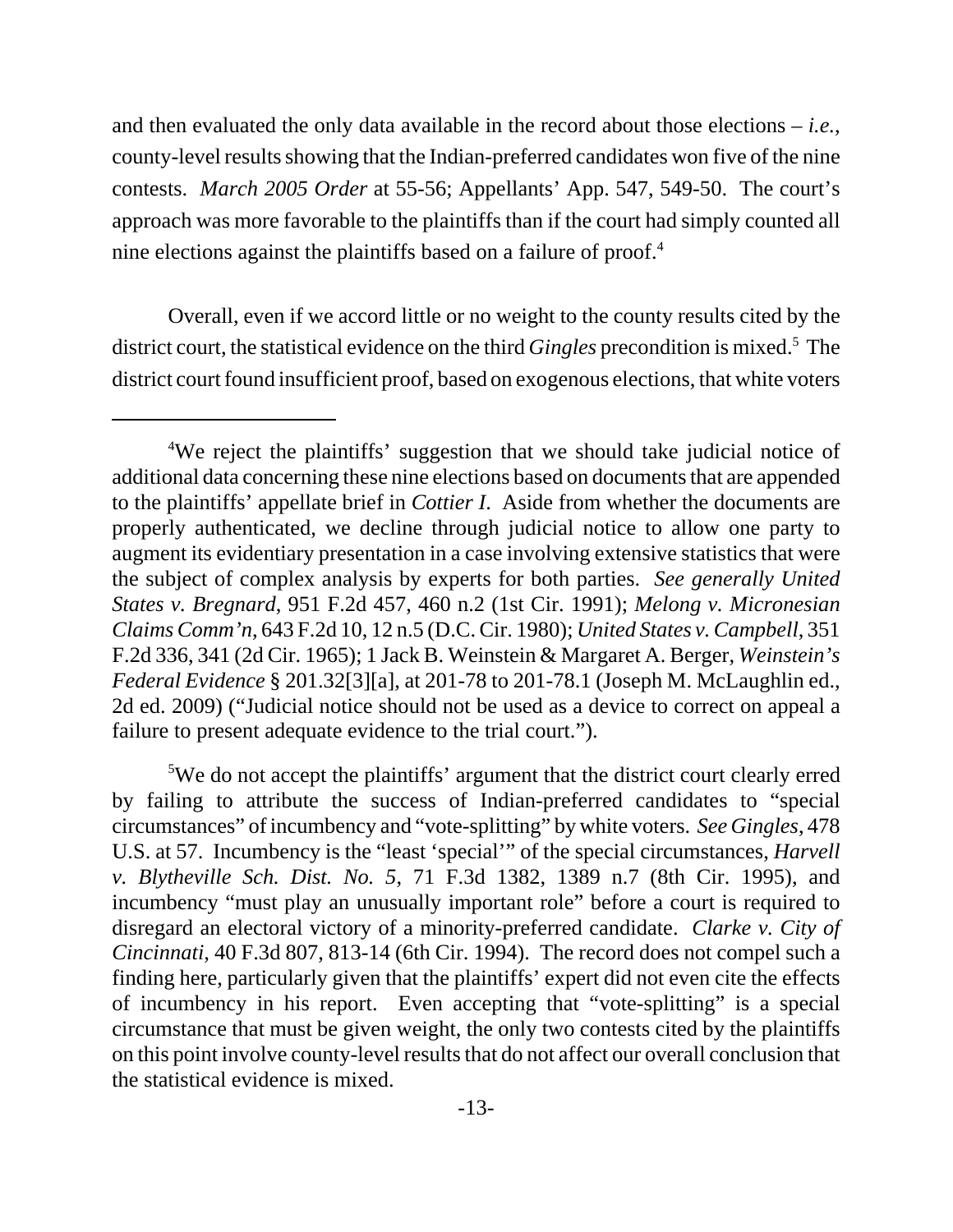and then evaluated the only data available in the record about those elections – *i.e.*, county-level results showing that the Indian-preferred candidates won five of the nine contests. *March 2005 Order* at 55-56; Appellants' App. 547, 549-50. The court's approach was more favorable to the plaintiffs than if the court had simply counted all nine elections against the plaintiffs based on a failure of proof.[4]

Overall, even if we accord little or no weight to the county results cited by the district court, the statistical evidence on the third *Gingles* precondition is mixed.[5] The district court found insufficient proof, based on exogenous elections, that white voters

---

[4]We reject the plaintiffs' suggestion that we should take judicial notice of additional data concerning these nine elections based on documents that are appended to the plaintiffs' appellate brief in *Cottier I*. Aside from whether the documents are properly authenticated, we decline through judicial notice to allow one party to augment its evidentiary presentation in a case involving extensive statistics that were the subject of complex analysis by experts for both parties. *See generally United States v. Bregnard*, 951 F.2d 457, 460 n.2 (1st Cir. 1991); *Melong v. Micronesian Claims Comm'n*, 643 F.2d 10, 12 n.5 (D.C. Cir. 1980); *United States v. Campbell*, 351 F.2d 336, 341 (2d Cir. 1965); 1 Jack B. Weinstein & Margaret A. Berger, *Weinstein's Federal Evidence* § 201.32[3][a], at 201-78 to 201-78.1 (Joseph M. McLaughlin ed., 2d ed. 2009) ("Judicial notice should not be used as a device to correct on appeal a failure to present adequate evidence to the trial court.").

[5]We do not accept the plaintiffs' argument that the district court clearly erred by failing to attribute the success of Indian-preferred candidates to "special circumstances" of incumbency and "vote-splitting" by white voters. *See Gingles*, 478 U.S. at 57. Incumbency is the "least 'special'" of the special circumstances, *Harvell v. Blytheville Sch. Dist. No. 5*, 71 F.3d 1382, 1389 n.7 (8th Cir. 1995), and incumbency "must play an unusually important role" before a court is required to disregard an electoral victory of a minority-preferred candidate. *Clarke v. City of Cincinnati*, 40 F.3d 807, 813-14 (6th Cir. 1994). The record does not compel such a finding here, particularly given that the plaintiffs' expert did not even cite the effects of incumbency in his report. Even accepting that "vote-splitting" is a special circumstance that must be given weight, the only two contests cited by the plaintiffs on this point involve county-level results that do not affect our overall conclusion that the statistical evidence is mixed.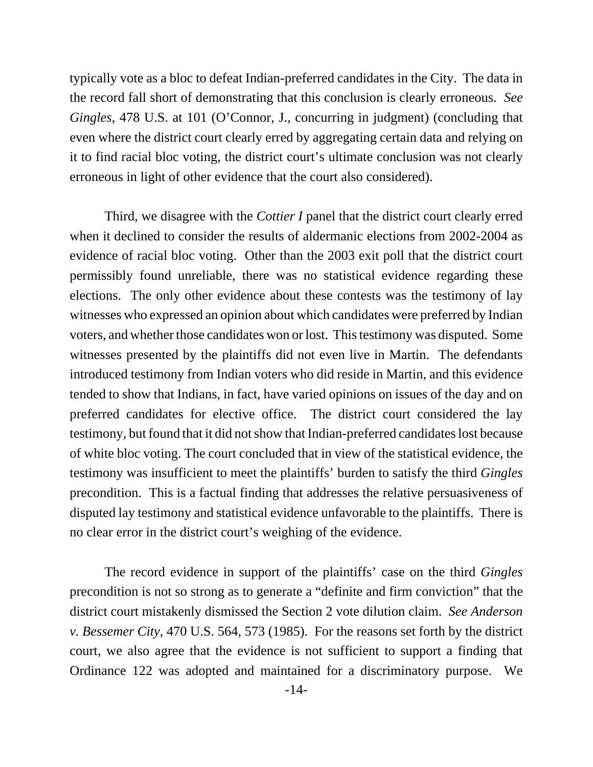typically vote as a bloc to defeat Indian-preferred candidates in the City. The data in the record fall short of demonstrating that this conclusion is clearly erroneous. *See Gingles*, 478 U.S. at 101 (O'Connor, J., concurring in judgment) (concluding that even where the district court clearly erred by aggregating certain data and relying on it to find racial bloc voting, the district court's ultimate conclusion was not clearly erroneous in light of other evidence that the court also considered).

Third, we disagree with the *Cottier I* panel that the district court clearly erred when it declined to consider the results of aldermanic elections from 2002-2004 as evidence of racial bloc voting. Other than the 2003 exit poll that the district court permissibly found unreliable, there was no statistical evidence regarding these elections. The only other evidence about these contests was the testimony of lay witnesses who expressed an opinion about which candidates were preferred by Indian voters, and whether those candidates won or lost. This testimony was disputed. Some witnesses presented by the plaintiffs did not even live in Martin. The defendants introduced testimony from Indian voters who did reside in Martin, and this evidence tended to show that Indians, in fact, have varied opinions on issues of the day and on preferred candidates for elective office. The district court considered the lay testimony, but found that it did not show that Indian-preferred candidates lost because of white bloc voting. The court concluded that in view of the statistical evidence, the testimony was insufficient to meet the plaintiffs' burden to satisfy the third *Gingles* precondition. This is a factual finding that addresses the relative persuasiveness of disputed lay testimony and statistical evidence unfavorable to the plaintiffs. There is no clear error in the district court's weighing of the evidence.

The record evidence in support of the plaintiffs' case on the third *Gingles* precondition is not so strong as to generate a "definite and firm conviction" that the district court mistakenly dismissed the Section 2 vote dilution claim. *See Anderson v. Bessemer City*, 470 U.S. 564, 573 (1985). For the reasons set forth by the district court, we also agree that the evidence is not sufficient to support a finding that Ordinance 122 was adopted and maintained for a discriminatory purpose. We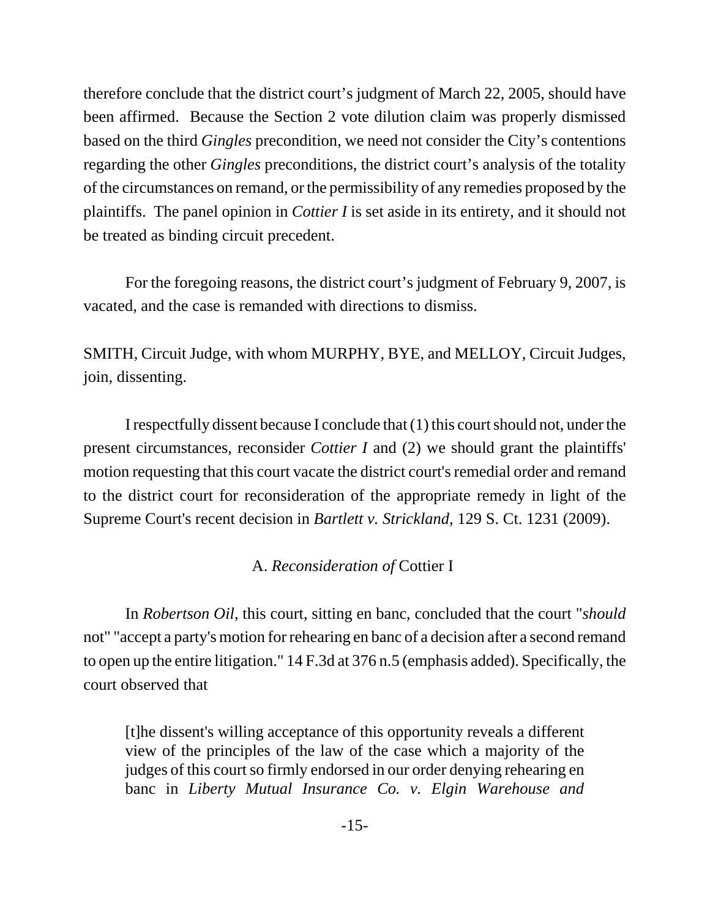therefore conclude that the district court's judgment of March 22, 2005, should have been affirmed. Because the Section 2 vote dilution claim was properly dismissed based on the third *Gingles* precondition, we need not consider the City's contentions regarding the other *Gingles* preconditions, the district court's analysis of the totality of the circumstances on remand, or the permissibility of any remedies proposed by the plaintiffs. The panel opinion in *Cottier I* is set aside in its entirety, and it should not be treated as binding circuit precedent.

For the foregoing reasons, the district court's judgment of February 9, 2007, is vacated, and the case is remanded with directions to dismiss.

SMITH, Circuit Judge, with whom MURPHY, BYE, and MELLOY, Circuit Judges, join, dissenting.

I respectfully dissent because I conclude that (1) this court should not, under the present circumstances, reconsider *Cottier I* and (2) we should grant the plaintiffs' motion requesting that this court vacate the district court's remedial order and remand to the district court for reconsideration of the appropriate remedy in light of the Supreme Court's recent decision in *Bartlett v. Strickland*, 129 S. Ct. 1231 (2009).

### A. *Reconsideration of* Cottier I

In *Robertson Oil*, this court, sitting en banc, concluded that the court "*should* not" "accept a party's motion for rehearing en banc of a decision after a second remand to open up the entire litigation." 14 F.3d at 376 n.5 (emphasis added). Specifically, the court observed that

> [t]he dissent's willing acceptance of this opportunity reveals a different view of the principles of the law of the case which a majority of the judges of this court so firmly endorsed in our order denying rehearing en banc in *Liberty Mutual Insurance Co. v. Elgin Warehouse and*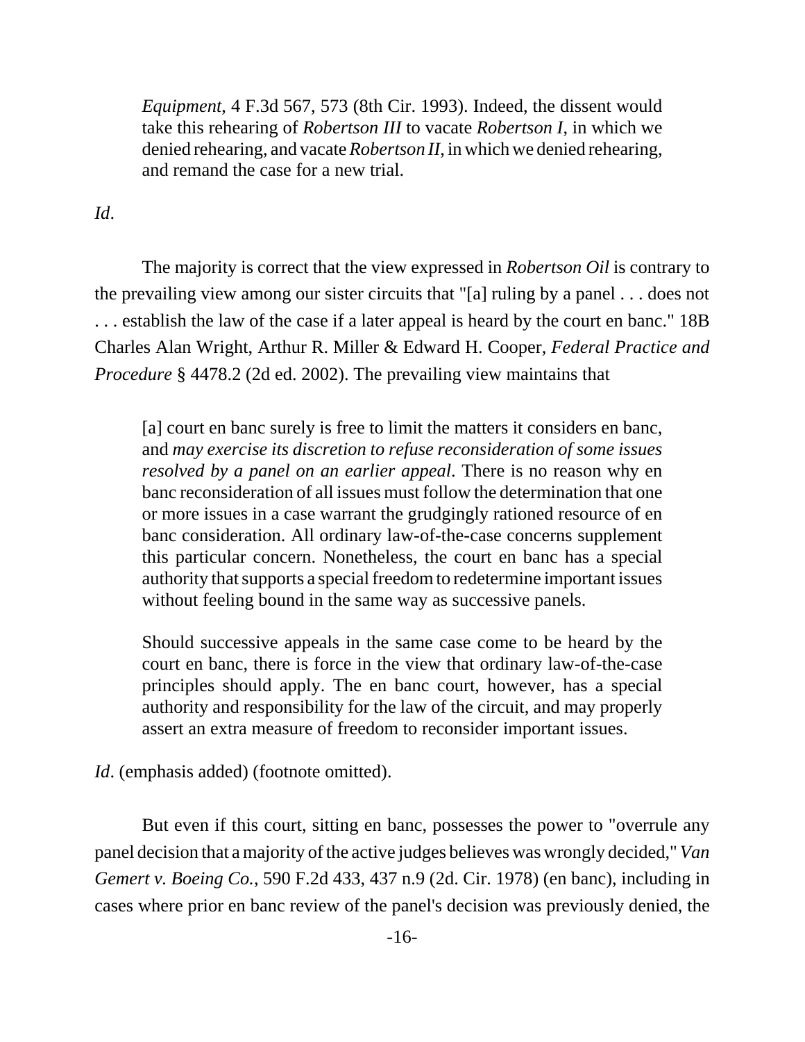> *Equipment*, 4 F.3d 567, 573 (8th Cir. 1993). Indeed, the dissent would take this rehearing of *Robertson III* to vacate *Robertson I*, in which we denied rehearing, and vacate *Robertson II*, in which we denied rehearing, and remand the case for a new trial.

*Id*.

The majority is correct that the view expressed in *Robertson Oil* is contrary to the prevailing view among our sister circuits that "[a] ruling by a panel . . . does not . . . establish the law of the case if a later appeal is heard by the court en banc." 18B Charles Alan Wright, Arthur R. Miller & Edward H. Cooper, *Federal Practice and Procedure* § 4478.2 (2d ed. 2002). The prevailing view maintains that

> [a] court en banc surely is free to limit the matters it considers en banc, and *may exercise its discretion to refuse reconsideration of some issues resolved by a panel on an earlier appeal*. There is no reason why en banc reconsideration of all issues must follow the determination that one or more issues in a case warrant the grudgingly rationed resource of en banc consideration. All ordinary law-of-the-case concerns supplement this particular concern. Nonetheless, the court en banc has a special authority that supports a special freedom to redetermine important issues without feeling bound in the same way as successive panels.
>
> Should successive appeals in the same case come to be heard by the court en banc, there is force in the view that ordinary law-of-the-case principles should apply. The en banc court, however, has a special authority and responsibility for the law of the circuit, and may properly assert an extra measure of freedom to reconsider important issues.

*Id*. (emphasis added) (footnote omitted).

But even if this court, sitting en banc, possesses the power to "overrule any panel decision that a majority of the active judges believes was wrongly decided," *Van Gemert v. Boeing Co.*, 590 F.2d 433, 437 n.9 (2d. Cir. 1978) (en banc), including in cases where prior en banc review of the panel's decision was previously denied, the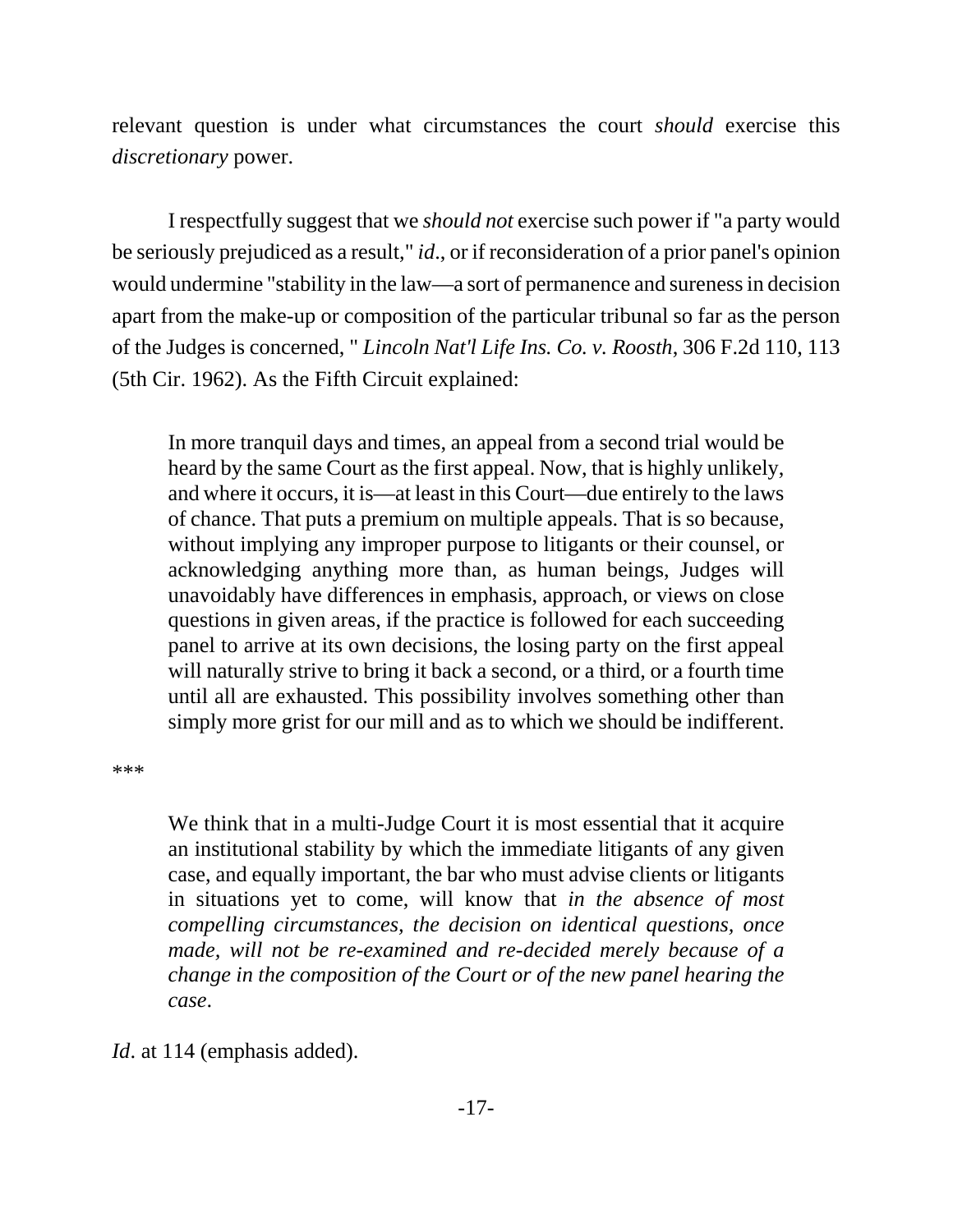relevant question is under what circumstances the court *should* exercise this *discretionary* power.

I respectfully suggest that we *should not* exercise such power if "a party would be seriously prejudiced as a result," *id*., or if reconsideration of a prior panel's opinion would undermine "stability in the law—a sort of permanence and sureness in decision apart from the make-up or composition of the particular tribunal so far as the person of the Judges is concerned, " *Lincoln Nat'l Life Ins. Co. v. Roosth*, 306 F.2d 110, 113 (5th Cir. 1962). As the Fifth Circuit explained:

> In more tranquil days and times, an appeal from a second trial would be heard by the same Court as the first appeal. Now, that is highly unlikely, and where it occurs, it is—at least in this Court—due entirely to the laws of chance. That puts a premium on multiple appeals. That is so because, without implying any improper purpose to litigants or their counsel, or acknowledging anything more than, as human beings, Judges will unavoidably have differences in emphasis, approach, or views on close questions in given areas, if the practice is followed for each succeeding panel to arrive at its own decisions, the losing party on the first appeal will naturally strive to bring it back a second, or a third, or a fourth time until all are exhausted. This possibility involves something other than simply more grist for our mill and as to which we should be indifferent.

***

> We think that in a multi-Judge Court it is most essential that it acquire an institutional stability by which the immediate litigants of any given case, and equally important, the bar who must advise clients or litigants in situations yet to come, will know that *in the absence of most compelling circumstances, the decision on identical questions, once made, will not be re-examined and re-decided merely because of a change in the composition of the Court or of the new panel hearing the case*.

*Id*. at 114 (emphasis added).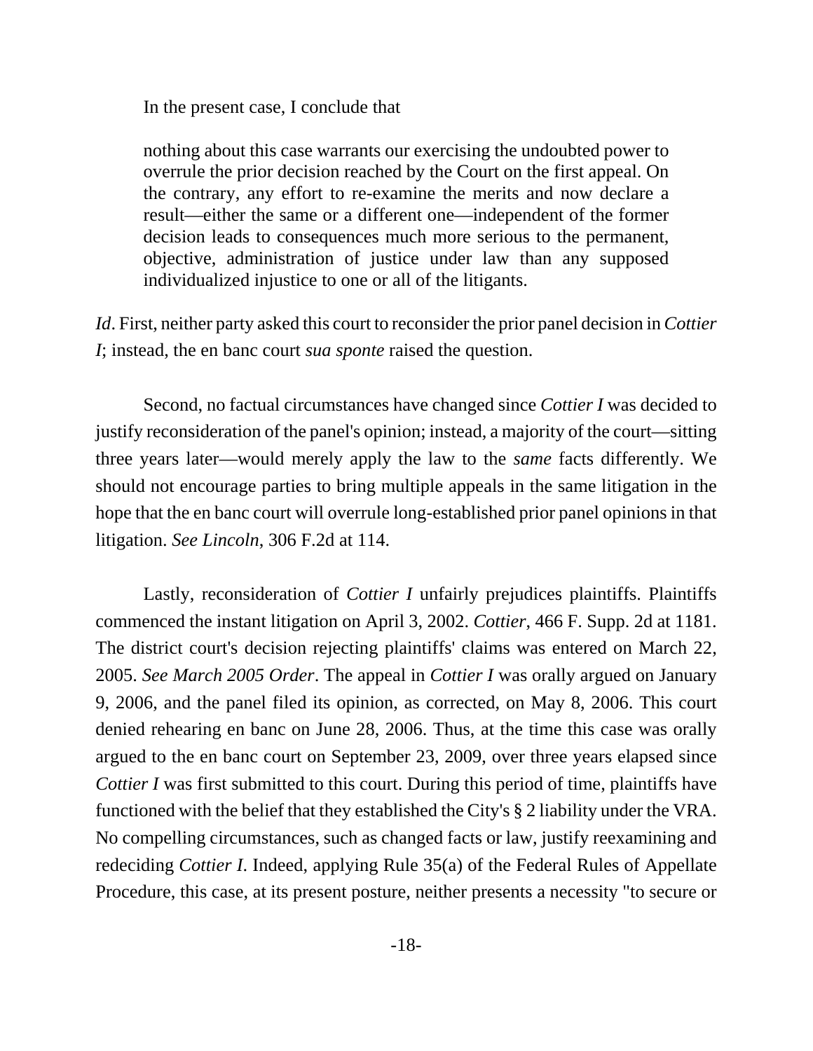In the present case, I conclude that

> nothing about this case warrants our exercising the undoubted power to overrule the prior decision reached by the Court on the first appeal. On the contrary, any effort to re-examine the merits and now declare a result—either the same or a different one—independent of the former decision leads to consequences much more serious to the permanent, objective, administration of justice under law than any supposed individualized injustice to one or all of the litigants.

*Id*. First, neither party asked this court to reconsider the prior panel decision in *Cottier I*; instead, the en banc court *sua sponte* raised the question.

Second, no factual circumstances have changed since *Cottier I* was decided to justify reconsideration of the panel's opinion; instead, a majority of the court—sitting three years later—would merely apply the law to the *same* facts differently. We should not encourage parties to bring multiple appeals in the same litigation in the hope that the en banc court will overrule long-established prior panel opinions in that litigation. *See Lincoln*, 306 F.2d at 114.

Lastly, reconsideration of *Cottier I* unfairly prejudices plaintiffs. Plaintiffs commenced the instant litigation on April 3, 2002. *Cottier*, 466 F. Supp. 2d at 1181. The district court's decision rejecting plaintiffs' claims was entered on March 22, 2005. *See March 2005 Order*. The appeal in *Cottier I* was orally argued on January 9, 2006, and the panel filed its opinion, as corrected, on May 8, 2006. This court denied rehearing en banc on June 28, 2006. Thus, at the time this case was orally argued to the en banc court on September 23, 2009, over three years elapsed since *Cottier I* was first submitted to this court. During this period of time, plaintiffs have functioned with the belief that they established the City's § 2 liability under the VRA. No compelling circumstances, such as changed facts or law, justify reexamining and redeciding *Cottier I*. Indeed, applying Rule 35(a) of the Federal Rules of Appellate Procedure, this case, at its present posture, neither presents a necessity "to secure or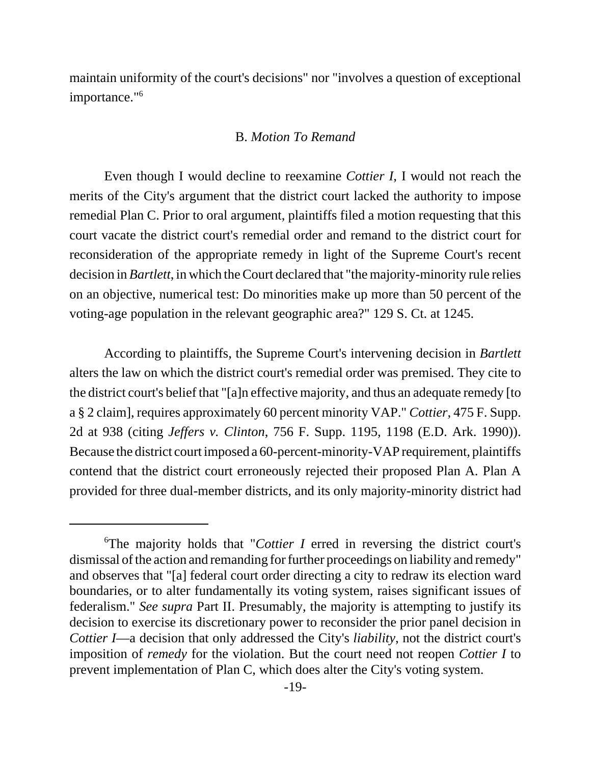maintain uniformity of the court's decisions" nor "involves a question of exceptional importance."[6]

## B. *Motion To Remand*

Even though I would decline to reexamine *Cottier I*, I would not reach the merits of the City's argument that the district court lacked the authority to impose remedial Plan C. Prior to oral argument, plaintiffs filed a motion requesting that this court vacate the district court's remedial order and remand to the district court for reconsideration of the appropriate remedy in light of the Supreme Court's recent decision in *Bartlett*, in which the Court declared that "the majority-minority rule relies on an objective, numerical test: Do minorities make up more than 50 percent of the voting-age population in the relevant geographic area?" 129 S. Ct. at 1245.

According to plaintiffs, the Supreme Court's intervening decision in *Bartlett* alters the law on which the district court's remedial order was premised. They cite to the district court's belief that "[a]n effective majority, and thus an adequate remedy [to a § 2 claim], requires approximately 60 percent minority VAP." *Cottier*, 475 F. Supp. 2d at 938 (citing *Jeffers v. Clinton*, 756 F. Supp. 1195, 1198 (E.D. Ark. 1990)). Because the district court imposed a 60-percent-minority-VAP requirement, plaintiffs contend that the district court erroneously rejected their proposed Plan A. Plan A provided for three dual-member districts, and its only majority-minority district had

---

[6]The majority holds that "*Cottier I* erred in reversing the district court's dismissal of the action and remanding for further proceedings on liability and remedy" and observes that "[a] federal court order directing a city to redraw its election ward boundaries, or to alter fundamentally its voting system, raises significant issues of federalism." *See supra* Part II. Presumably, the majority is attempting to justify its decision to exercise its discretionary power to reconsider the prior panel decision in *Cottier I*—a decision that only addressed the City's *liability*, not the district court's imposition of *remedy* for the violation. But the court need not reopen *Cottier I* to prevent implementation of Plan C, which does alter the City's voting system.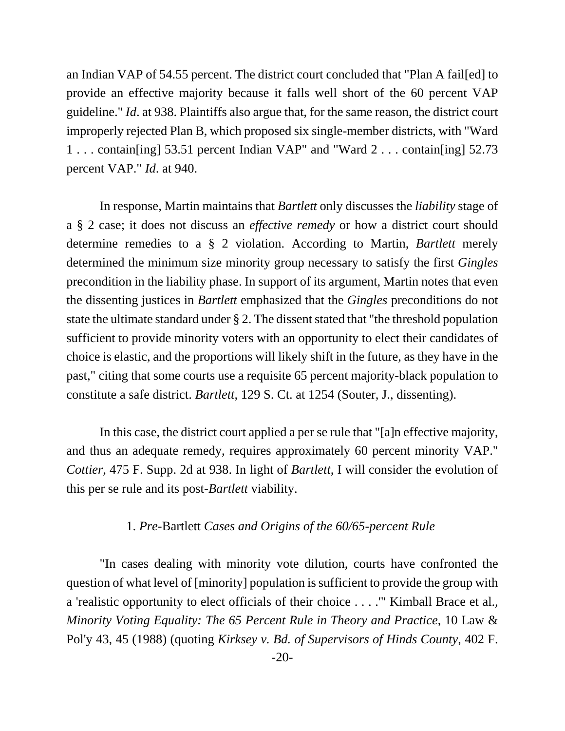an Indian VAP of 54.55 percent. The district court concluded that "Plan A fail[ed] to provide an effective majority because it falls well short of the 60 percent VAP guideline." *Id*. at 938. Plaintiffs also argue that, for the same reason, the district court improperly rejected Plan B, which proposed six single-member districts, with "Ward 1 . . . contain[ing] 53.51 percent Indian VAP" and "Ward 2 . . . contain[ing] 52.73 percent VAP." *Id*. at 940.

In response, Martin maintains that *Bartlett* only discusses the *liability* stage of a § 2 case; it does not discuss an *effective remedy* or how a district court should determine remedies to a § 2 violation. According to Martin, *Bartlett* merely determined the minimum size minority group necessary to satisfy the first *Gingles* precondition in the liability phase. In support of its argument, Martin notes that even the dissenting justices in *Bartlett* emphasized that the *Gingles* preconditions do not state the ultimate standard under § 2. The dissent stated that "the threshold population sufficient to provide minority voters with an opportunity to elect their candidates of choice is elastic, and the proportions will likely shift in the future, as they have in the past," citing that some courts use a requisite 65 percent majority-black population to constitute a safe district. *Bartlett*, 129 S. Ct. at 1254 (Souter, J., dissenting).

In this case, the district court applied a per se rule that "[a]n effective majority, and thus an adequate remedy, requires approximately 60 percent minority VAP." *Cottier*, 475 F. Supp. 2d at 938. In light of *Bartlett*, I will consider the evolution of this per se rule and its post-*Bartlett* viability.

### 1. *Pre-*Bartlett *Cases and Origins of the 60/65-percent Rule*

"In cases dealing with minority vote dilution, courts have confronted the question of what level of [minority] population is sufficient to provide the group with a 'realistic opportunity to elect officials of their choice . . . .'" Kimball Brace et al., *Minority Voting Equality: The 65 Percent Rule in Theory and Practice*, 10 Law & Pol'y 43, 45 (1988) (quoting *Kirksey v. Bd. of Supervisors of Hinds County*, 402 F.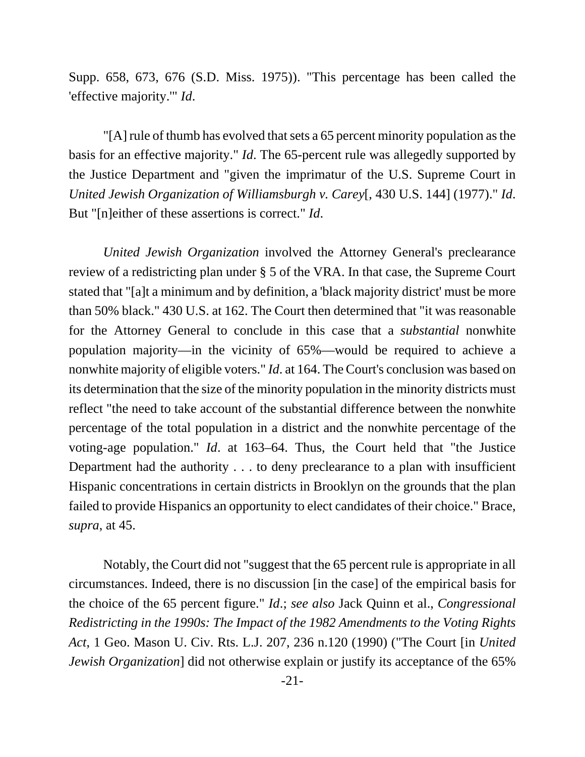Supp. 658, 673, 676 (S.D. Miss. 1975)). "This percentage has been called the 'effective majority.'" *Id*.

"[A] rule of thumb has evolved that sets a 65 percent minority population as the basis for an effective majority." *Id*. The 65-percent rule was allegedly supported by the Justice Department and "given the imprimatur of the U.S. Supreme Court in *United Jewish Organization of Williamsburgh v. Carey*[, 430 U.S. 144] (1977)." *Id*. But "[n]either of these assertions is correct." *Id*.

*United Jewish Organization* involved the Attorney General's preclearance review of a redistricting plan under § 5 of the VRA. In that case, the Supreme Court stated that "[a]t a minimum and by definition, a 'black majority district' must be more than 50% black." 430 U.S. at 162. The Court then determined that "it was reasonable for the Attorney General to conclude in this case that a *substantial* nonwhite population majority—in the vicinity of 65%—would be required to achieve a nonwhite majority of eligible voters." *Id*. at 164. The Court's conclusion was based on its determination that the size of the minority population in the minority districts must reflect "the need to take account of the substantial difference between the nonwhite percentage of the total population in a district and the nonwhite percentage of the voting-age population." *Id*. at 163–64. Thus, the Court held that "the Justice Department had the authority . . . to deny preclearance to a plan with insufficient Hispanic concentrations in certain districts in Brooklyn on the grounds that the plan failed to provide Hispanics an opportunity to elect candidates of their choice." Brace, *supra*, at 45.

Notably, the Court did not "suggest that the 65 percent rule is appropriate in all circumstances. Indeed, there is no discussion [in the case] of the empirical basis for the choice of the 65 percent figure." *Id*.; *see also* Jack Quinn et al., *Congressional Redistricting in the 1990s: The Impact of the 1982 Amendments to the Voting Rights Act*, 1 Geo. Mason U. Civ. Rts. L.J. 207, 236 n.120 (1990) ("The Court [in *United Jewish Organization*] did not otherwise explain or justify its acceptance of the 65%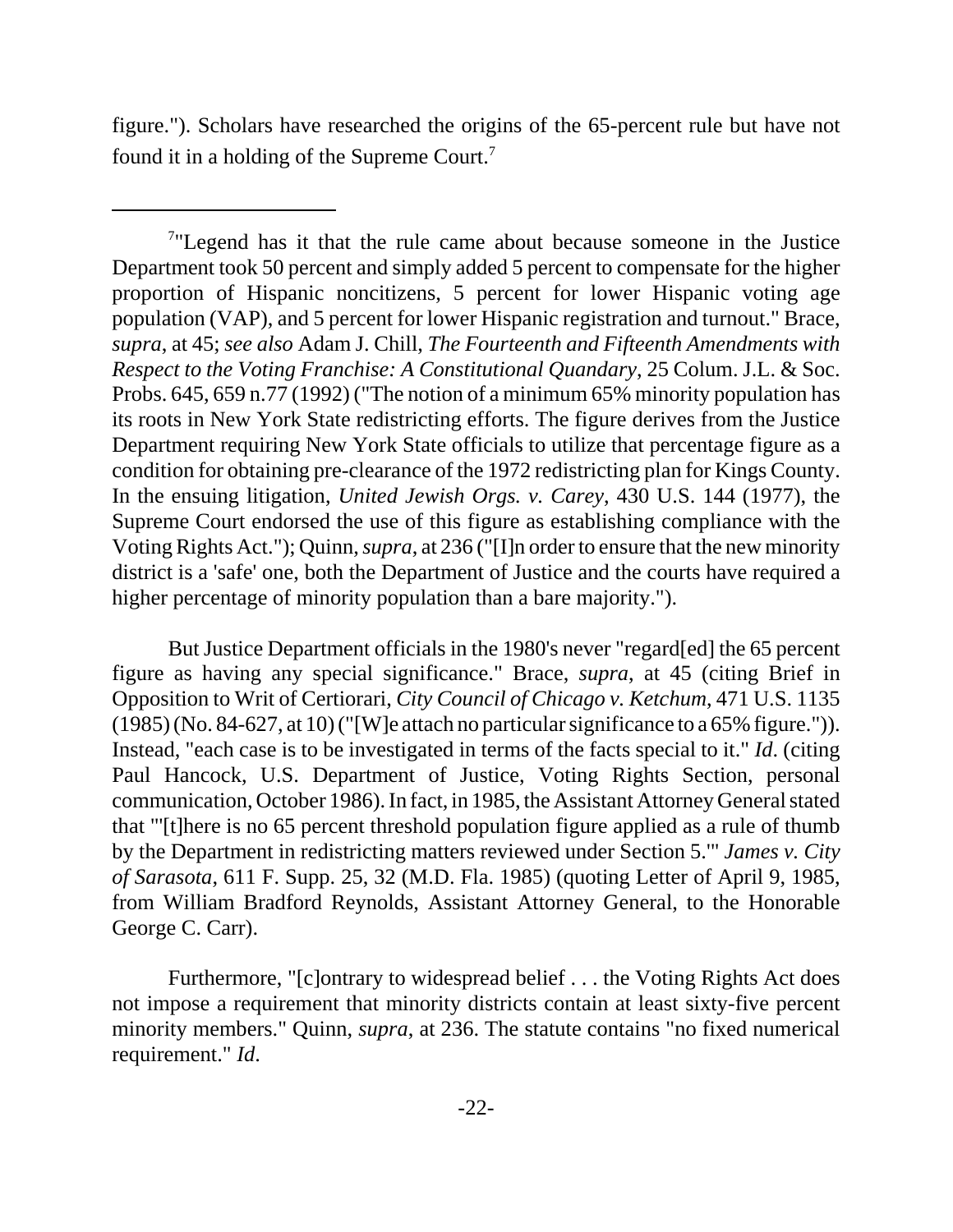figure."). Scholars have researched the origins of the 65-percent rule but have not found it in a holding of the Supreme Court.[7]

But Justice Department officials in the 1980's never "regard[ed] the 65 percent figure as having any special significance." Brace, *supra*, at 45 (citing Brief in Opposition to Writ of Certiorari, *City Council of Chicago v. Ketchum*, 471 U.S. 1135 (1985) (No. 84-627, at 10) ("[W]e attach no particular significance to a 65% figure.")). Instead, "each case is to be investigated in terms of the facts special to it." *Id*. (citing Paul Hancock, U.S. Department of Justice, Voting Rights Section, personal communication, October 1986). In fact, in 1985, the Assistant Attorney General stated that "'[t]here is no 65 percent threshold population figure applied as a rule of thumb by the Department in redistricting matters reviewed under Section 5.'" *James v. City of Sarasota*, 611 F. Supp. 25, 32 (M.D. Fla. 1985) (quoting Letter of April 9, 1985, from William Bradford Reynolds, Assistant Attorney General, to the Honorable George C. Carr).

Furthermore, "[c]ontrary to widespread belief . . . the Voting Rights Act does not impose a requirement that minority districts contain at least sixty-five percent minority members." Quinn, *supra*, at 236. The statute contains "no fixed numerical requirement." *Id*.

---

[7]"Legend has it that the rule came about because someone in the Justice Department took 50 percent and simply added 5 percent to compensate for the higher proportion of Hispanic noncitizens, 5 percent for lower Hispanic voting age population (VAP), and 5 percent for lower Hispanic registration and turnout." Brace, *supra*, at 45; *see also* Adam J. Chill, *The Fourteenth and Fifteenth Amendments with Respect to the Voting Franchise: A Constitutional Quandary*, 25 Colum. J.L. & Soc. Probs. 645, 659 n.77 (1992) ("The notion of a minimum 65% minority population has its roots in New York State redistricting efforts. The figure derives from the Justice Department requiring New York State officials to utilize that percentage figure as a condition for obtaining pre-clearance of the 1972 redistricting plan for Kings County. In the ensuing litigation, *United Jewish Orgs. v. Carey*, 430 U.S. 144 (1977), the Supreme Court endorsed the use of this figure as establishing compliance with the Voting Rights Act."); Quinn, *supra*, at 236 ("[I]n order to ensure that the new minority district is a 'safe' one, both the Department of Justice and the courts have required a higher percentage of minority population than a bare majority.").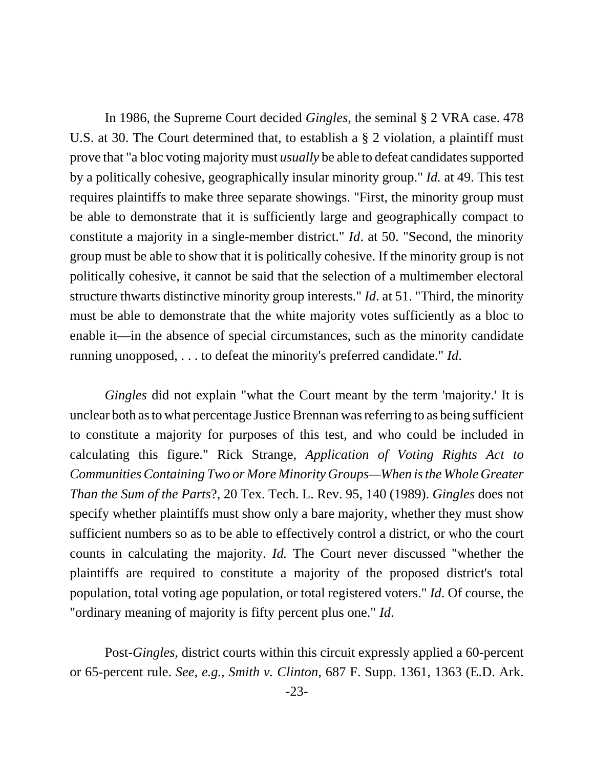In 1986, the Supreme Court decided *Gingles*, the seminal § 2 VRA case. 478 U.S. at 30. The Court determined that, to establish a § 2 violation, a plaintiff must prove that "a bloc voting majority must *usually* be able to defeat candidates supported by a politically cohesive, geographically insular minority group." *Id.* at 49. This test requires plaintiffs to make three separate showings. "First, the minority group must be able to demonstrate that it is sufficiently large and geographically compact to constitute a majority in a single-member district." *Id*. at 50. "Second, the minority group must be able to show that it is politically cohesive. If the minority group is not politically cohesive, it cannot be said that the selection of a multimember electoral structure thwarts distinctive minority group interests." *Id*. at 51. "Third, the minority must be able to demonstrate that the white majority votes sufficiently as a bloc to enable it—in the absence of special circumstances, such as the minority candidate running unopposed, . . . to defeat the minority's preferred candidate." *Id*.

*Gingles* did not explain "what the Court meant by the term 'majority.' It is unclear both as to what percentage Justice Brennan was referring to as being sufficient to constitute a majority for purposes of this test, and who could be included in calculating this figure." Rick Strange, *Application of Voting Rights Act to Communities Containing Two or More Minority Groups—When is the Whole Greater Than the Sum of the Parts*?, 20 Tex. Tech. L. Rev. 95, 140 (1989). *Gingles* does not specify whether plaintiffs must show only a bare majority, whether they must show sufficient numbers so as to be able to effectively control a district, or who the court counts in calculating the majority. *Id.* The Court never discussed "whether the plaintiffs are required to constitute a majority of the proposed district's total population, total voting age population, or total registered voters." *Id*. Of course, the "ordinary meaning of majority is fifty percent plus one." *Id*.

Post-*Gingles*, district courts within this circuit expressly applied a 60-percent or 65-percent rule. *See, e.g.*, *Smith v. Clinton*, 687 F. Supp. 1361, 1363 (E.D. Ark.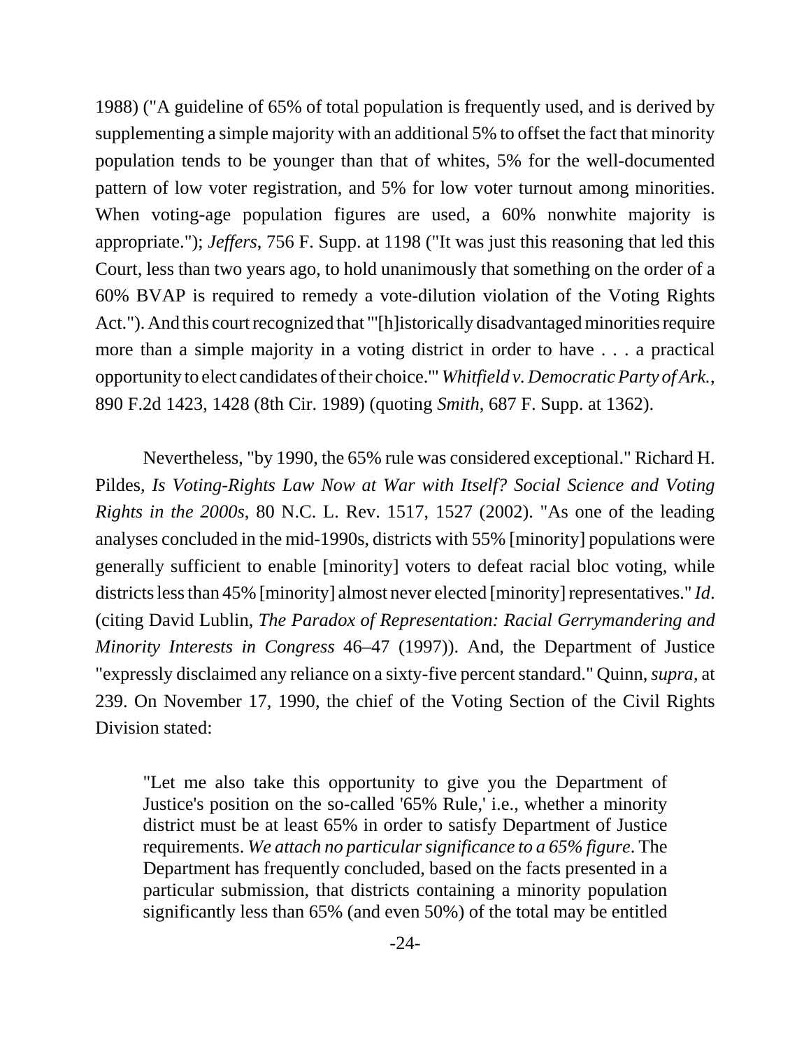1988) ("A guideline of 65% of total population is frequently used, and is derived by supplementing a simple majority with an additional 5% to offset the fact that minority population tends to be younger than that of whites, 5% for the well-documented pattern of low voter registration, and 5% for low voter turnout among minorities. When voting-age population figures are used, a 60% nonwhite majority is appropriate."); *Jeffers*, 756 F. Supp. at 1198 ("It was just this reasoning that led this Court, less than two years ago, to hold unanimously that something on the order of a 60% BVAP is required to remedy a vote-dilution violation of the Voting Rights Act."). And this court recognized that "'[h]istorically disadvantaged minorities require more than a simple majority in a voting district in order to have . . . a practical opportunity to elect candidates of their choice.'" *Whitfield v. Democratic Party of Ark.*, 890 F.2d 1423, 1428 (8th Cir. 1989) (quoting *Smith*, 687 F. Supp. at 1362).

Nevertheless, "by 1990, the 65% rule was considered exceptional." Richard H. Pildes, *Is Voting-Rights Law Now at War with Itself? Social Science and Voting Rights in the 2000s*, 80 N.C. L. Rev. 1517, 1527 (2002). "As one of the leading analyses concluded in the mid-1990s, districts with 55% [minority] populations were generally sufficient to enable [minority] voters to defeat racial bloc voting, while districts less than 45% [minority] almost never elected [minority] representatives." *Id*. (citing David Lublin, *The Paradox of Representation: Racial Gerrymandering and Minority Interests in Congress* 46–47 (1997)). And, the Department of Justice "expressly disclaimed any reliance on a sixty-five percent standard." Quinn, *supra*, at 239. On November 17, 1990, the chief of the Voting Section of the Civil Rights Division stated:

> "Let me also take this opportunity to give you the Department of Justice's position on the so-called '65% Rule,' i.e., whether a minority district must be at least 65% in order to satisfy Department of Justice requirements. *We attach no particular significance to a 65% figure*. The Department has frequently concluded, based on the facts presented in a particular submission, that districts containing a minority population significantly less than 65% (and even 50%) of the total may be entitled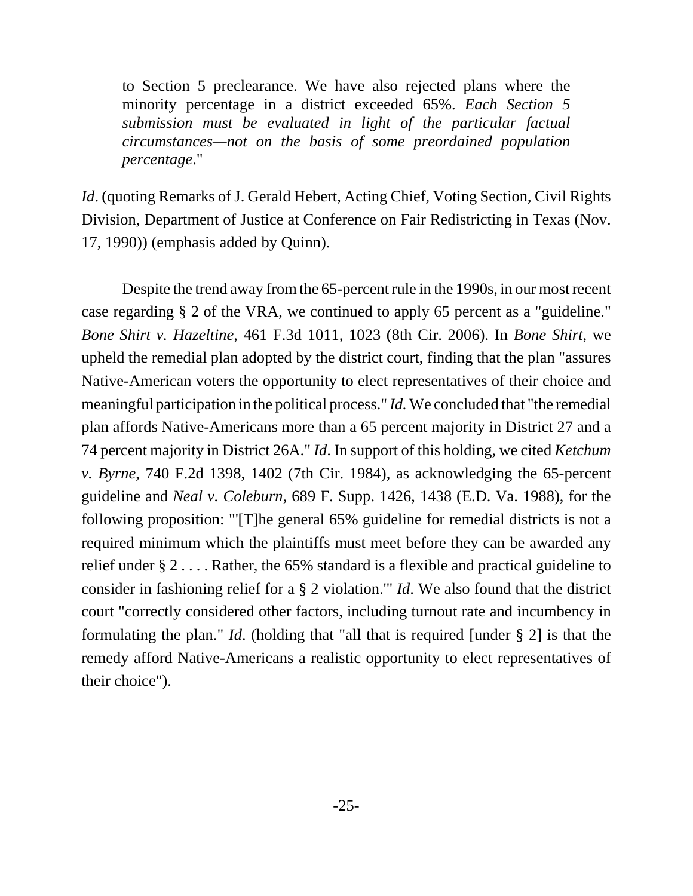> to Section 5 preclearance. We have also rejected plans where the minority percentage in a district exceeded 65%. *Each Section 5 submission must be evaluated in light of the particular factual circumstances—not on the basis of some preordained population percentage*."

*Id*. (quoting Remarks of J. Gerald Hebert, Acting Chief, Voting Section, Civil Rights Division, Department of Justice at Conference on Fair Redistricting in Texas (Nov. 17, 1990)) (emphasis added by Quinn).

Despite the trend away from the 65-percent rule in the 1990s, in our most recent case regarding § 2 of the VRA, we continued to apply 65 percent as a "guideline." *Bone Shirt v. Hazeltine*, 461 F.3d 1011, 1023 (8th Cir. 2006). In *Bone Shirt*, we upheld the remedial plan adopted by the district court, finding that the plan "assures Native-American voters the opportunity to elect representatives of their choice and meaningful participation in the political process." *Id.* We concluded that "the remedial plan affords Native-Americans more than a 65 percent majority in District 27 and a 74 percent majority in District 26A." *Id*. In support of this holding, we cited *Ketchum v. Byrne*, 740 F.2d 1398, 1402 (7th Cir. 1984), as acknowledging the 65-percent guideline and *Neal v. Coleburn*, 689 F. Supp. 1426, 1438 (E.D. Va. 1988), for the following proposition: "'[T]he general 65% guideline for remedial districts is not a required minimum which the plaintiffs must meet before they can be awarded any relief under § 2 . . . . Rather, the 65% standard is a flexible and practical guideline to consider in fashioning relief for a § 2 violation.'" *Id*. We also found that the district court "correctly considered other factors, including turnout rate and incumbency in formulating the plan." *Id*. (holding that "all that is required [under § 2] is that the remedy afford Native-Americans a realistic opportunity to elect representatives of their choice").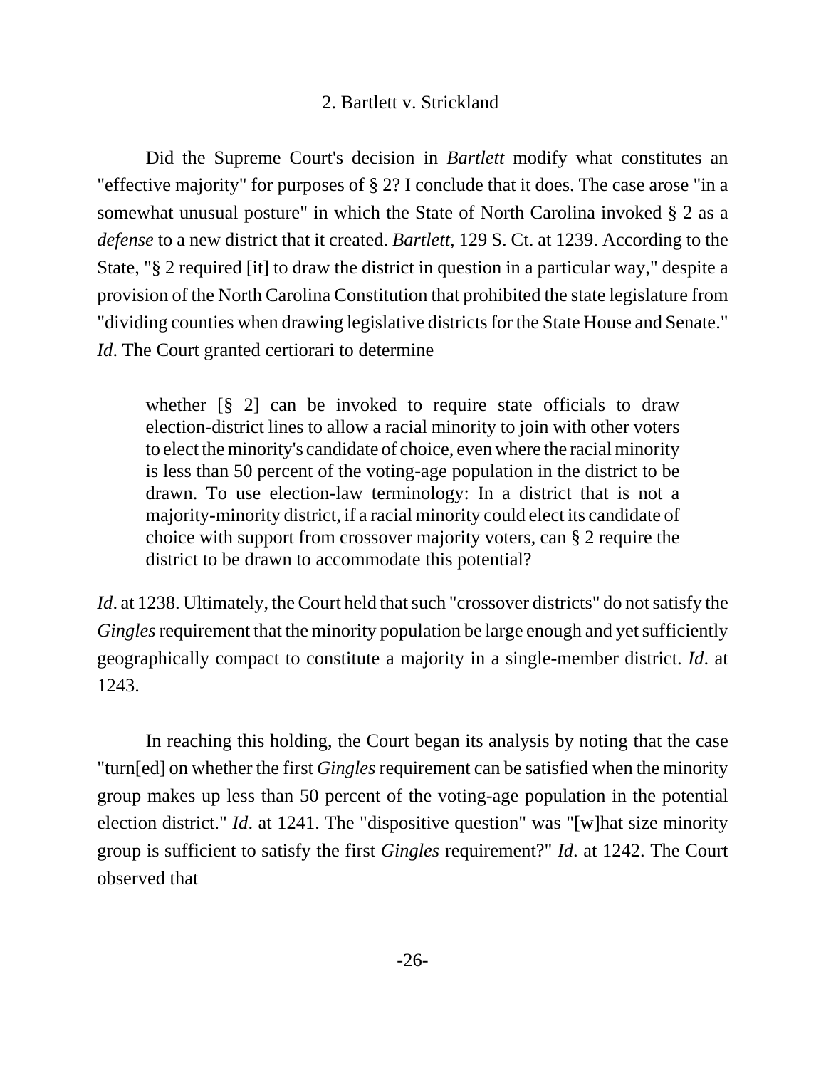### 2. Bartlett v. Strickland

Did the Supreme Court's decision in *Bartlett* modify what constitutes an "effective majority" for purposes of § 2? I conclude that it does. The case arose "in a somewhat unusual posture" in which the State of North Carolina invoked § 2 as a *defense* to a new district that it created. *Bartlett*, 129 S. Ct. at 1239. According to the State, "§ 2 required [it] to draw the district in question in a particular way," despite a provision of the North Carolina Constitution that prohibited the state legislature from "dividing counties when drawing legislative districts for the State House and Senate." *Id*. The Court granted certiorari to determine

> whether [§ 2] can be invoked to require state officials to draw election-district lines to allow a racial minority to join with other voters to elect the minority's candidate of choice, even where the racial minority is less than 50 percent of the voting-age population in the district to be drawn. To use election-law terminology: In a district that is not a majority-minority district, if a racial minority could elect its candidate of choice with support from crossover majority voters, can § 2 require the district to be drawn to accommodate this potential?

*Id*. at 1238. Ultimately, the Court held that such "crossover districts" do not satisfy the *Gingles* requirement that the minority population be large enough and yet sufficiently geographically compact to constitute a majority in a single-member district. *Id*. at 1243.

In reaching this holding, the Court began its analysis by noting that the case "turn[ed] on whether the first *Gingles* requirement can be satisfied when the minority group makes up less than 50 percent of the voting-age population in the potential election district." *Id*. at 1241. The "dispositive question" was "[w]hat size minority group is sufficient to satisfy the first *Gingles* requirement?" *Id*. at 1242. The Court observed that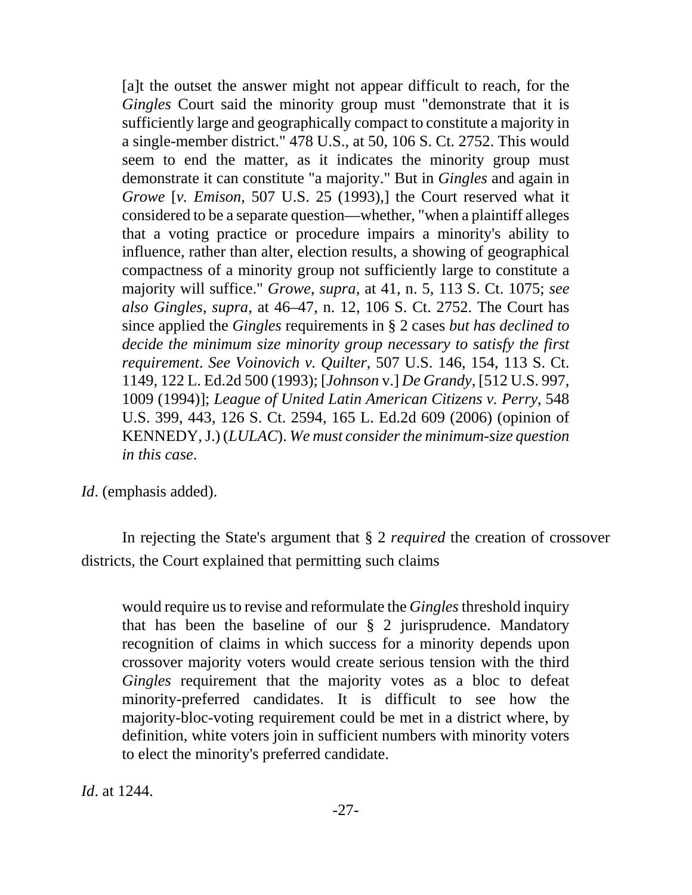> [a]t the outset the answer might not appear difficult to reach, for the *Gingles* Court said the minority group must "demonstrate that it is sufficiently large and geographically compact to constitute a majority in a single-member district." 478 U.S., at 50, 106 S. Ct. 2752. This would seem to end the matter, as it indicates the minority group must demonstrate it can constitute "a majority." But in *Gingles* and again in *Growe* [*v. Emison*, 507 U.S. 25 (1993),] the Court reserved what it considered to be a separate question—whether, "when a plaintiff alleges that a voting practice or procedure impairs a minority's ability to influence, rather than alter, election results, a showing of geographical compactness of a minority group not sufficiently large to constitute a majority will suffice." *Growe*, *supra*, at 41, n. 5, 113 S. Ct. 1075; *see also Gingles*, *supra*, at 46–47, n. 12, 106 S. Ct. 2752. The Court has since applied the *Gingles* requirements in § 2 cases *but has declined to decide the minimum size minority group necessary to satisfy the first requirement*. *See Voinovich v. Quilter*, 507 U.S. 146, 154, 113 S. Ct. 1149, 122 L. Ed.2d 500 (1993); [*Johnson* v.] *De Grandy*, [512 U.S. 997, 1009 (1994)]; *League of United Latin American Citizens v. Perry*, 548 U.S. 399, 443, 126 S. Ct. 2594, 165 L. Ed.2d 609 (2006) (opinion of KENNEDY, J.) (*LULAC*). *We must consider the minimum-size question in this case*.

*Id*. (emphasis added).

In rejecting the State's argument that § 2 *required* the creation of crossover districts, the Court explained that permitting such claims

> would require us to revise and reformulate the *Gingles* threshold inquiry that has been the baseline of our § 2 jurisprudence. Mandatory recognition of claims in which success for a minority depends upon crossover majority voters would create serious tension with the third *Gingles* requirement that the majority votes as a bloc to defeat minority-preferred candidates. It is difficult to see how the majority-bloc-voting requirement could be met in a district where, by definition, white voters join in sufficient numbers with minority voters to elect the minority's preferred candidate.

*Id*. at 1244.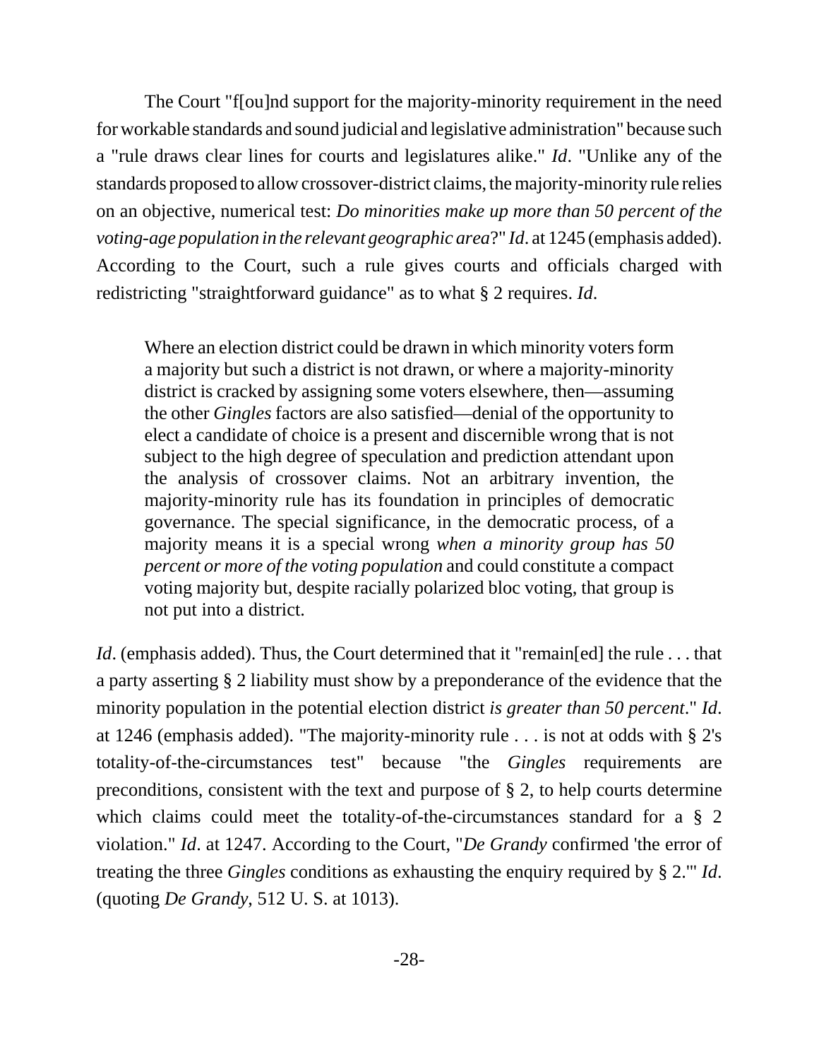The Court "f[ou]nd support for the majority-minority requirement in the need for workable standards and sound judicial and legislative administration" because such a "rule draws clear lines for courts and legislatures alike." *Id*. "Unlike any of the standards proposed to allow crossover-district claims, the majority-minority rule relies on an objective, numerical test: *Do minorities make up more than 50 percent of the voting-age population in the relevant geographic area*?" *Id*. at 1245 (emphasis added). According to the Court, such a rule gives courts and officials charged with redistricting "straightforward guidance" as to what § 2 requires. *Id*.

> Where an election district could be drawn in which minority voters form a majority but such a district is not drawn, or where a majority-minority district is cracked by assigning some voters elsewhere, then—assuming the other *Gingles* factors are also satisfied—denial of the opportunity to elect a candidate of choice is a present and discernible wrong that is not subject to the high degree of speculation and prediction attendant upon the analysis of crossover claims. Not an arbitrary invention, the majority-minority rule has its foundation in principles of democratic governance. The special significance, in the democratic process, of a majority means it is a special wrong *when a minority group has 50 percent or more of the voting population* and could constitute a compact voting majority but, despite racially polarized bloc voting, that group is not put into a district.

*Id*. (emphasis added). Thus, the Court determined that it "remain[ed] the rule . . . that a party asserting § 2 liability must show by a preponderance of the evidence that the minority population in the potential election district *is greater than 50 percent*." *Id*. at 1246 (emphasis added). "The majority-minority rule . . . is not at odds with § 2's totality-of-the-circumstances test" because "the *Gingles* requirements are preconditions, consistent with the text and purpose of § 2, to help courts determine which claims could meet the totality-of-the-circumstances standard for a § 2 violation." *Id*. at 1247. According to the Court, "*De Grandy* confirmed 'the error of treating the three *Gingles* conditions as exhausting the enquiry required by § 2.'" *Id*. (quoting *De Grandy*, 512 U. S. at 1013).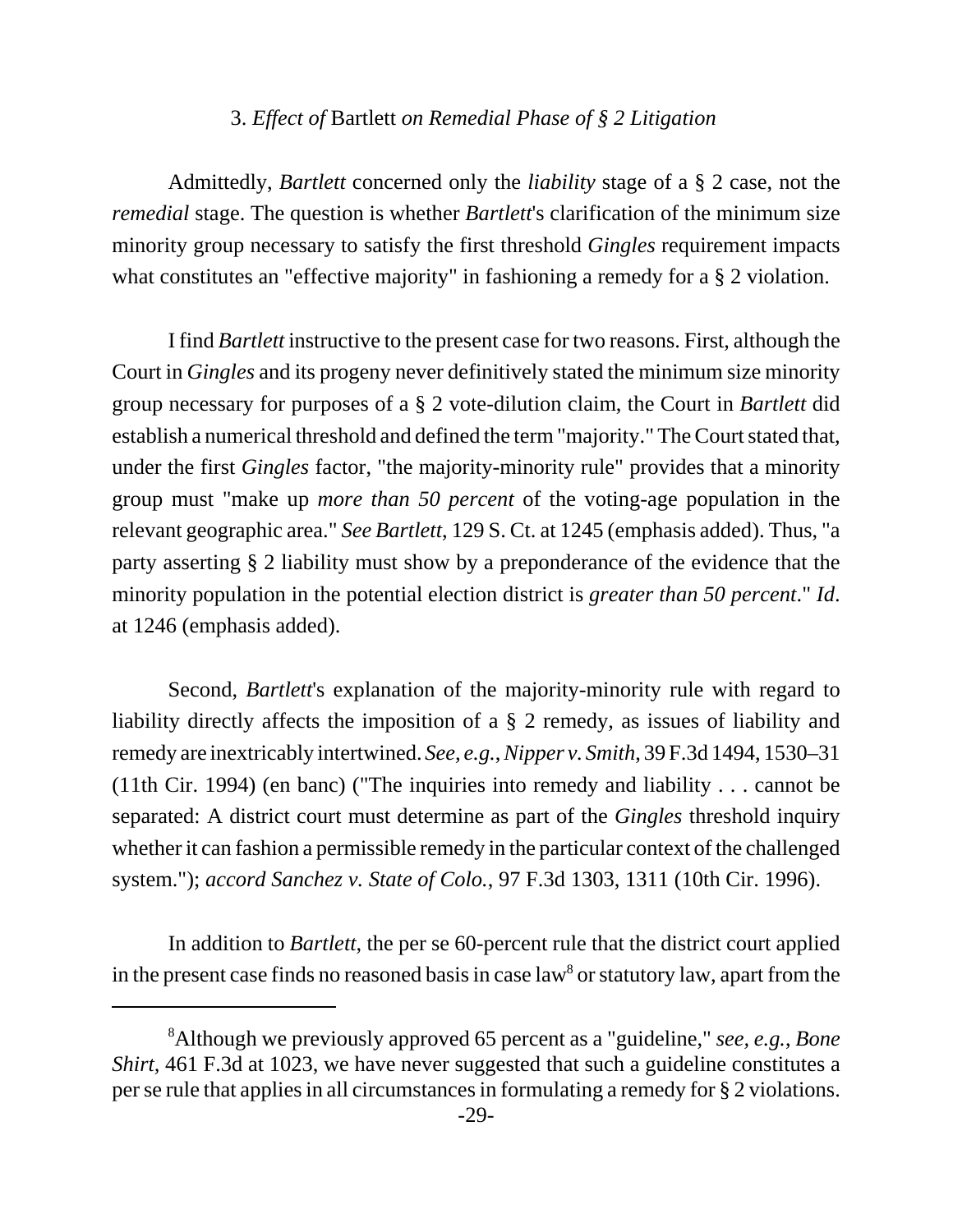### 3. *Effect of* Bartlett *on Remedial Phase of § 2 Litigation*

Admittedly, *Bartlett* concerned only the *liability* stage of a § 2 case, not the *remedial* stage. The question is whether *Bartlett*'s clarification of the minimum size minority group necessary to satisfy the first threshold *Gingles* requirement impacts what constitutes an "effective majority" in fashioning a remedy for a § 2 violation.

I find *Bartlett* instructive to the present case for two reasons. First, although the Court in *Gingles* and its progeny never definitively stated the minimum size minority group necessary for purposes of a § 2 vote-dilution claim, the Court in *Bartlett* did establish a numerical threshold and defined the term "majority." The Court stated that, under the first *Gingles* factor, "the majority-minority rule" provides that a minority group must "make up *more than 50 percent* of the voting-age population in the relevant geographic area." *See Bartlett*, 129 S. Ct. at 1245 (emphasis added). Thus, "a party asserting § 2 liability must show by a preponderance of the evidence that the minority population in the potential election district is *greater than 50 percent*." *Id*. at 1246 (emphasis added).

Second, *Bartlett*'s explanation of the majority-minority rule with regard to liability directly affects the imposition of a § 2 remedy, as issues of liability and remedy are inextricably intertwined. *See, e.g.*, *Nipper v. Smith*, 39 F.3d 1494, 1530–31 (11th Cir. 1994) (en banc) ("The inquiries into remedy and liability . . . cannot be separated: A district court must determine as part of the *Gingles* threshold inquiry whether it can fashion a permissible remedy in the particular context of the challenged system."); *accord Sanchez v. State of Colo.*, 97 F.3d 1303, 1311 (10th Cir. 1996).

In addition to *Bartlett*, the per se 60-percent rule that the district court applied in the present case finds no reasoned basis in case law[8] or statutory law, apart from the

---

[8]Although we previously approved 65 percent as a "guideline," *see, e.g.*, *Bone Shirt*, 461 F.3d at 1023, we have never suggested that such a guideline constitutes a per se rule that applies in all circumstances in formulating a remedy for § 2 violations.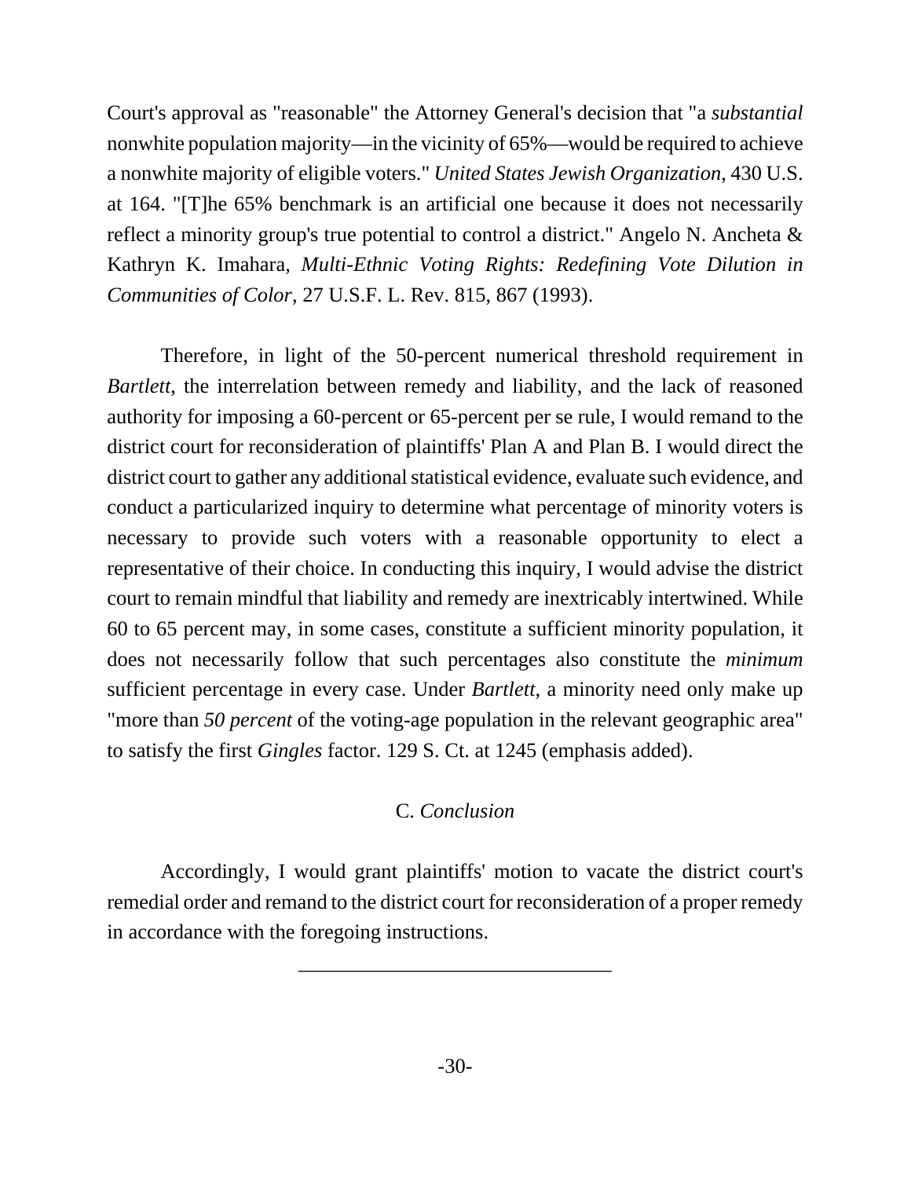Court's approval as "reasonable" the Attorney General's decision that "a *substantial* nonwhite population majority—in the vicinity of 65%—would be required to achieve a nonwhite majority of eligible voters." *United States Jewish Organization*, 430 U.S. at 164. "[T]he 65% benchmark is an artificial one because it does not necessarily reflect a minority group's true potential to control a district." Angelo N. Ancheta & Kathryn K. Imahara, *Multi-Ethnic Voting Rights: Redefining Vote Dilution in Communities of Color*, 27 U.S.F. L. Rev. 815, 867 (1993).

Therefore, in light of the 50-percent numerical threshold requirement in *Bartlett*, the interrelation between remedy and liability, and the lack of reasoned authority for imposing a 60-percent or 65-percent per se rule, I would remand to the district court for reconsideration of plaintiffs' Plan A and Plan B. I would direct the district court to gather any additional statistical evidence, evaluate such evidence, and conduct a particularized inquiry to determine what percentage of minority voters is necessary to provide such voters with a reasonable opportunity to elect a representative of their choice. In conducting this inquiry, I would advise the district court to remain mindful that liability and remedy are inextricably intertwined. While 60 to 65 percent may, in some cases, constitute a sufficient minority population, it does not necessarily follow that such percentages also constitute the *minimum* sufficient percentage in every case. Under *Bartlett*, a minority need only make up "more than *50 percent* of the voting-age population in the relevant geographic area" to satisfy the first *Gingles* factor. 129 S. Ct. at 1245 (emphasis added).

### C. *Conclusion*

Accordingly, I would grant plaintiffs' motion to vacate the district court's remedial order and remand to the district court for reconsideration of a proper remedy in accordance with the foregoing instructions.

______________________________